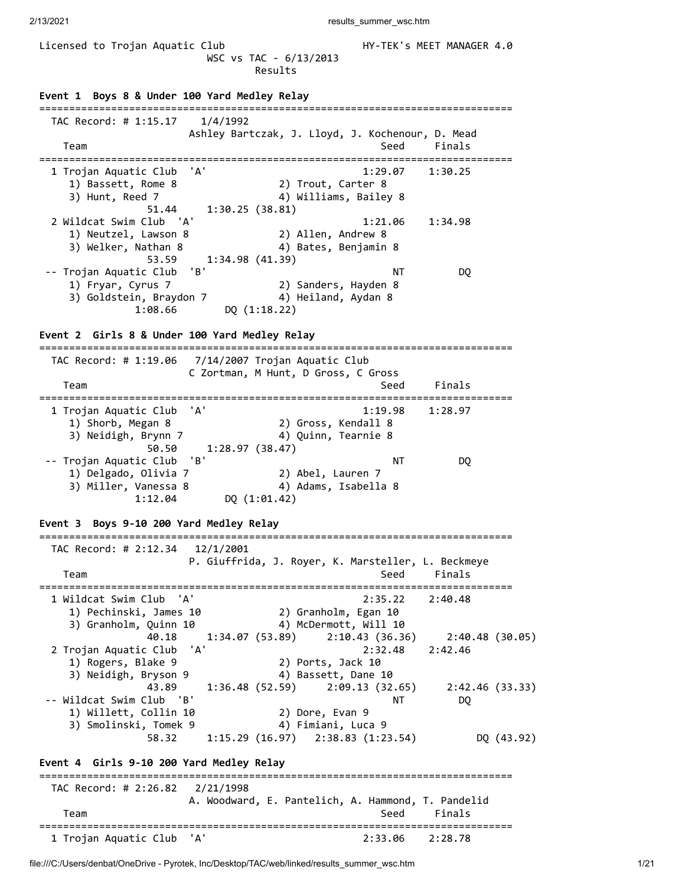Licensed to Trojan Aquatic Club HY-TEK's MEET MANAGER 4.0

WSC vs TAC - 6/13/2013

Results

**Event 1 Boys 8 & Under 100 Yard Medley Relay**

```
===============================================================================
  TAC Record: # 1:15.17    1/4/1992
                       Ashley Bartczak, J. Lloyd, J. Kochenour, D. Mead
    Team                                                  Seed     Finals
===============================================================================
  1 Trojan Aquatic Club  'A'                            1:29.07    1:30.25
     1) Bassett, Rome 8               2) Trout, Carter 8
     3) Hunt, Reed 7                  4) Williams, Bailey 8
              51.44     1:30.25 (38.81)
  2 Wildcat Swim Club  'A'                              1:21.06    1:34.98
     1) Neutzel, Lawson 8             2) Allen, Andrew 8
     3) Welker, Nathan 8              4) Bates, Benjamin 8
              53.59     1:34.98 (41.39)
 -- Trojan Aquatic Club  'B'                                 NT         DQ
     1) Fryar, Cyrus 7                2) Sanders, Hayden 8
     3) Goldstein, Braydon 7          4) Heiland, Aydan 8
            1:08.66       DQ (1:18.22)
```

**Event 2 Girls 8 & Under 100 Yard Medley Relay**

```
===============================================================================
  TAC Record: # 1:19.06   7/14/2007 Trojan Aquatic Club
                       C Zortman, M Hunt, D Gross, C Gross
    Team                                                  Seed     Finals
===============================================================================
  1 Trojan Aquatic Club  'A'                            1:19.98    1:28.97
     1) Shorb, Megan 8                2) Gross, Kendall 8
     3) Neidigh, Brynn 7              4) Quinn, Tearnie 8
              50.50     1:28.97 (38.47)
 -- Trojan Aquatic Club  'B'                                 NT         DQ
     1) Delgado, Olivia 7             2) Abel, Lauren 7
     3) Miller, Vanessa 8             4) Adams, Isabella 8
            1:12.04       DQ (1:01.42)
```

**Event 3 Boys 9-10 200 Yard Medley Relay**

```
===============================================================================
  TAC Record: # 2:12.34   12/1/2001
                       P. Giuffrida, J. Royer, K. Marsteller, L. Beckmeye
    Team                                                  Seed     Finals
===============================================================================
  1 Wildcat Swim Club  'A'                              2:35.22    2:40.48
     1) Pechinski, James 10           2) Granholm, Egan 10
     3) Granholm, Quinn 10            4) McDermott, Will 10
              40.18     1:34.07 (53.89)     2:10.43 (36.36)     2:40.48 (30.05)
  2 Trojan Aquatic Club  'A'                            2:32.48    2:42.46
     1) Rogers, Blake 9               2) Ports, Jack 10
     3) Neidigh, Bryson 9             4) Bassett, Dane 10
              43.89     1:36.48 (52.59)     2:09.13 (32.65)     2:42.46 (33.33)
 -- Wildcat Swim Club  'B'                                   NT         DQ
     1) Willett, Collin 10            2) Dore, Evan 9
     3) Smolinski, Tomek 9            4) Fimiani, Luca 9
              58.32     1:15.29 (16.97)   2:38.83 (1:23.54)          DQ (43.92)
```

**Event 4 Girls 9-10 200 Yard Medley Relay**

```
===============================================================================
  TAC Record: # 2:26.82   2/21/1998
                       A. Woodward, E. Pantelich, A. Hammond, T. Pandelid
    Team                                                  Seed     Finals
===============================================================================
  1 Trojan Aquatic Club  'A'                            2:33.06    2:28.78
```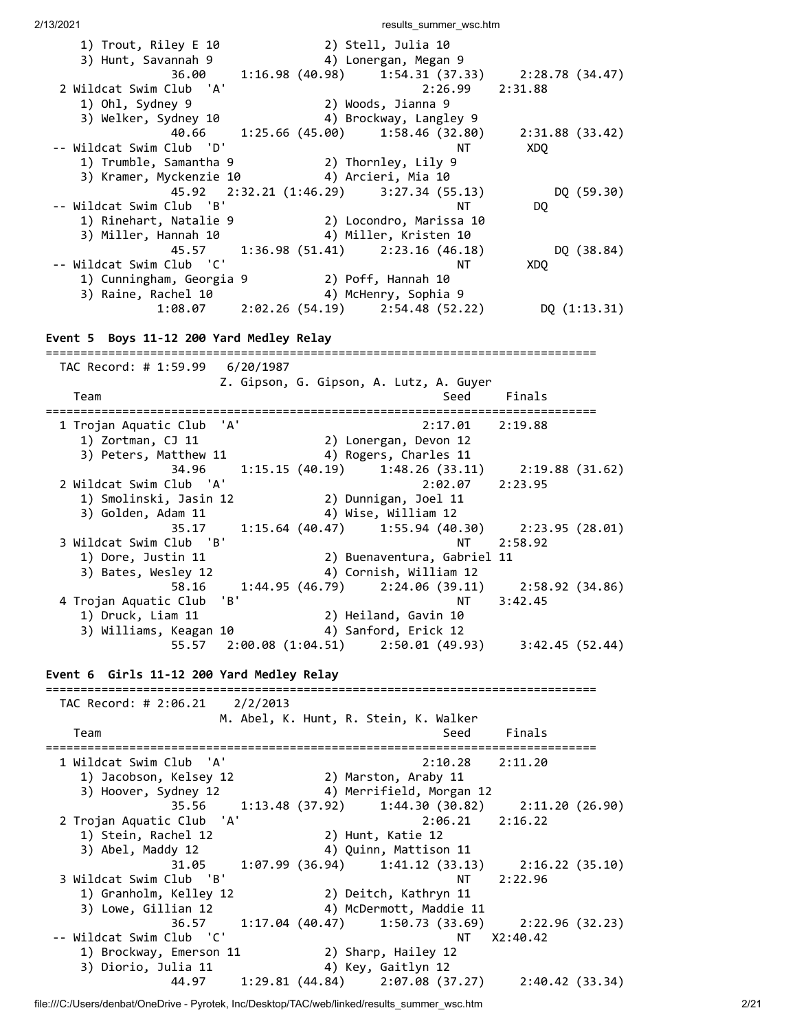```
    1) Trout, Riley E 10              2) Stell, Julia 10
    3) Hunt, Savannah 9               4) Lonergan, Megan 9
             36.00     1:16.98 (40.98)     1:54.31 (37.33)     2:28.78 (34.47)
  2 Wildcat Swim Club  'A'                             2:26.99    2:31.88
    1) Ohl, Sydney 9                  2) Woods, Jianna 9
    3) Welker, Sydney 10              4) Brockway, Langley 9
             40.66     1:25.66 (45.00)     1:58.46 (32.80)     2:31.88 (33.42)
 -- Wildcat Swim Club  'D'                                  NT        XDQ
    1) Trumble, Samantha 9            2) Thornley, Lily 9
    3) Kramer, Myckenzie 10           4) Arcieri, Mia 10
             45.92   2:32.21 (1:46.29)     3:27.34 (55.13)          DQ (59.30)
 -- Wildcat Swim Club  'B'                                  NT         DQ
    1) Rinehart, Natalie 9            2) Locondro, Marissa 10
    3) Miller, Hannah 10              4) Miller, Kristen 10
             45.57     1:36.98 (51.41)     2:23.16 (46.18)          DQ (38.84)
 -- Wildcat Swim Club  'C'                                  NT        XDQ
    1) Cunningham, Georgia 9          2) Poff, Hannah 10
    3) Raine, Rachel 10               4) McHenry, Sophia 9
           1:08.07     2:02.26 (54.19)     2:54.48 (52.22)        DQ (1:13.31)
```

**Event 5  Boys 11-12 200 Yard Medley Relay**

```
===============================================================================
  TAC Record: # 1:59.99   6/20/1987
                        Z. Gipson, G. Gipson, A. Lutz, A. Guyer
    Team                                               Seed     Finals
===============================================================================
  1 Trojan Aquatic Club  'A'                             2:17.01    2:19.88
    1) Zortman, CJ 11                 2) Lonergan, Devon 12
    3) Peters, Matthew 11             4) Rogers, Charles 11
             34.96     1:15.15 (40.19)     1:48.26 (33.11)     2:19.88 (31.62)
  2 Wildcat Swim Club  'A'                               2:02.07    2:23.95
    1) Smolinski, Jasin 12            2) Dunnigan, Joel 11
    3) Golden, Adam 11                4) Wise, William 12
             35.17     1:15.64 (40.47)     1:55.94 (40.30)     2:23.95 (28.01)
  3 Wildcat Swim Club  'B'                                  NT    2:58.92
    1) Dore, Justin 11                2) Buenaventura, Gabriel 11
    3) Bates, Wesley 12               4) Cornish, William 12
             58.16     1:44.95 (46.79)     2:24.06 (39.11)     2:58.92 (34.86)
  4 Trojan Aquatic Club  'B'                                NT    3:42.45
    1) Druck, Liam 11                 2) Heiland, Gavin 10
    3) Williams, Keagan 10            4) Sanford, Erick 12
             55.57   2:00.08 (1:04.51)     2:50.01 (49.93)     3:42.45 (52.44)
```

**Event 6  Girls 11-12 200 Yard Medley Relay**

```
===============================================================================
  TAC Record: # 2:06.21    2/2/2013
                        M. Abel, K. Hunt, R. Stein, K. Walker
    Team                                               Seed     Finals
===============================================================================
  1 Wildcat Swim Club  'A'                             2:10.28    2:11.20
    1) Jacobson, Kelsey 12            2) Marston, Araby 11
    3) Hoover, Sydney 12              4) Merrifield, Morgan 12
             35.56     1:13.48 (37.92)     1:44.30 (30.82)     2:11.20 (26.90)
  2 Trojan Aquatic Club  'A'                           2:06.21    2:16.22
    1) Stein, Rachel 12               2) Hunt, Katie 12
    3) Abel, Maddy 12                 4) Quinn, Mattison 11
             31.05     1:07.99 (36.94)     1:41.12 (33.13)     2:16.22 (35.10)
  3 Wildcat Swim Club  'B'                                  NT    2:22.96
    1) Granholm, Kelley 12            2) Deitch, Kathryn 11
    3) Lowe, Gillian 12               4) McDermott, Maddie 11
             36.57     1:17.04 (40.47)     1:50.73 (33.69)     2:22.96 (32.23)
 -- Wildcat Swim Club  'C'                                  NT   X2:40.42
    1) Brockway, Emerson 11           2) Sharp, Hailey 12
    3) Diorio, Julia 11               4) Key, Gaitlyn 12
             44.97     1:29.81 (44.84)     2:07.08 (37.27)     2:40.42 (33.34)
```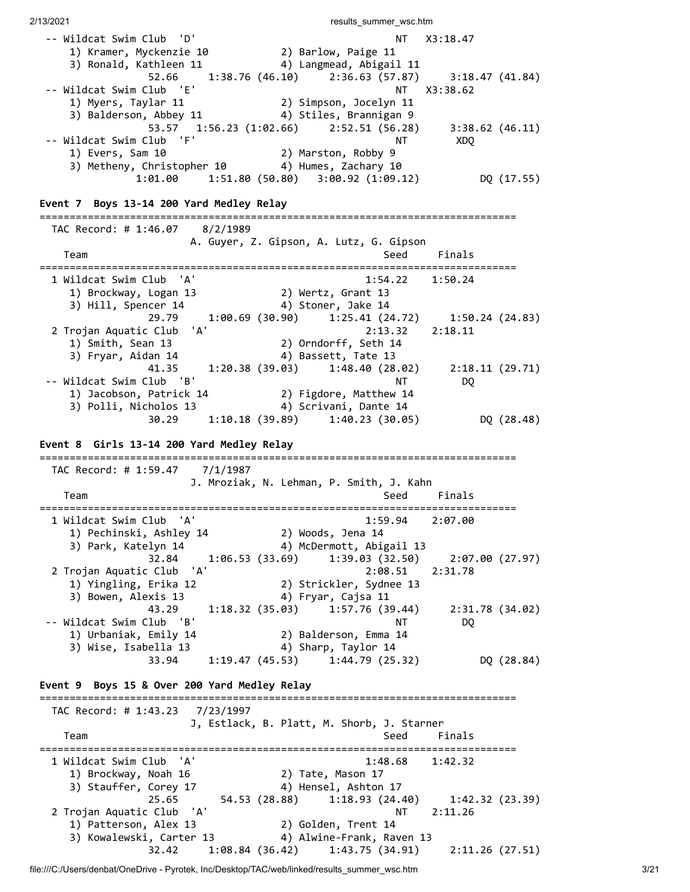```
 -- Wildcat Swim Club  'D'                                NT   X3:18.47
     1) Kramer, Myckenzie 10           2) Barlow, Paige 11
     3) Ronald, Kathleen 11            4) Langmead, Abigail 11
               52.66     1:38.76 (46.10)     2:36.63 (57.87)     3:18.47 (41.84)
 -- Wildcat Swim Club  'E'                                NT   X3:38.62
     1) Myers, Taylar 11               2) Simpson, Jocelyn 11
     3) Balderson, Abbey 11            4) Stiles, Brannigan 9
               53.57   1:56.23 (1:02.66)     2:52.51 (56.28)     3:38.62 (46.11)
 -- Wildcat Swim Club  'F'                                NT        XDQ
     1) Evers, Sam 10                  2) Marston, Robby 9
     3) Metheny, Christopher 10        4) Humes, Zachary 10
             1:01.00     1:51.80 (50.80)   3:00.92 (1:09.12)          DQ (17.55)
```

**Event 7  Boys 13-14 200 Yard Medley Relay**

```
===============================================================================
  TAC Record: # 1:46.07    8/2/1989
                         A. Guyer, Z. Gipson, A. Lutz, G. Gipson
    Team                                                  Seed     Finals
===============================================================================
  1 Wildcat Swim Club  'A'                             1:54.22    1:50.24
     1) Brockway, Logan 13             2) Wertz, Grant 13
     3) Hill, Spencer 14               4) Stoner, Jake 14
               29.79     1:00.69 (30.90)     1:25.41 (24.72)     1:50.24 (24.83)
  2 Trojan Aquatic Club  'A'                           2:13.32    2:18.11
     1) Smith, Sean 13                 2) Orndorff, Seth 14
     3) Fryar, Aidan 14                4) Bassett, Tate 13
               41.35     1:20.38 (39.03)     1:48.40 (28.02)     2:18.11 (29.71)
 -- Wildcat Swim Club  'B'                                NT         DQ
     1) Jacobson, Patrick 14           2) Figdore, Matthew 14
     3) Polli, Nicholos 13             4) Scrivani, Dante 14
               30.29     1:10.18 (39.89)     1:40.23 (30.05)          DQ (28.48)
```

**Event 8  Girls 13-14 200 Yard Medley Relay**

```
===============================================================================
  TAC Record: # 1:59.47    7/1/1987
                         J. Mroziak, N. Lehman, P. Smith, J. Kahn
    Team                                                  Seed     Finals
===============================================================================
  1 Wildcat Swim Club  'A'                             1:59.94    2:07.00
     1) Pechinski, Ashley 14           2) Woods, Jena 14
     3) Park, Katelyn 14               4) McDermott, Abigail 13
               32.84     1:06.53 (33.69)     1:39.03 (32.50)     2:07.00 (27.97)
  2 Trojan Aquatic Club  'A'                           2:08.51    2:31.78
     1) Yingling, Erika 12             2) Strickler, Sydnee 13
     3) Bowen, Alexis 13               4) Fryar, Cajsa 11
               43.29     1:18.32 (35.03)     1:57.76 (39.44)     2:31.78 (34.02)
 -- Wildcat Swim Club  'B'                                NT         DQ
     1) Urbaniak, Emily 14             2) Balderson, Emma 14
     3) Wise, Isabella 13              4) Sharp, Taylor 14
               33.94     1:19.47 (45.53)     1:44.79 (25.32)          DQ (28.84)
```

**Event 9  Boys 15 & Over 200 Yard Medley Relay**

```
===============================================================================
  TAC Record: # 1:43.23    7/23/1997
                         J, Estlack, B. Platt, M. Shorb, J. Starner
    Team                                                  Seed     Finals
===============================================================================
  1 Wildcat Swim Club  'A'                             1:48.68    1:42.32
     1) Brockway, Noah 16              2) Tate, Mason 17
     3) Stauffer, Corey 17             4) Hensel, Ashton 17
               25.65       54.53 (28.88)     1:18.93 (24.40)     1:42.32 (23.39)
  2 Trojan Aquatic Club  'A'                              NT    2:11.26
     1) Patterson, Alex 13             2) Golden, Trent 14
     3) Kowalewski, Carter 13          4) Alwine-Frank, Raven 13
               32.42     1:08.84 (36.42)     1:43.75 (34.91)     2:11.26 (27.51)
```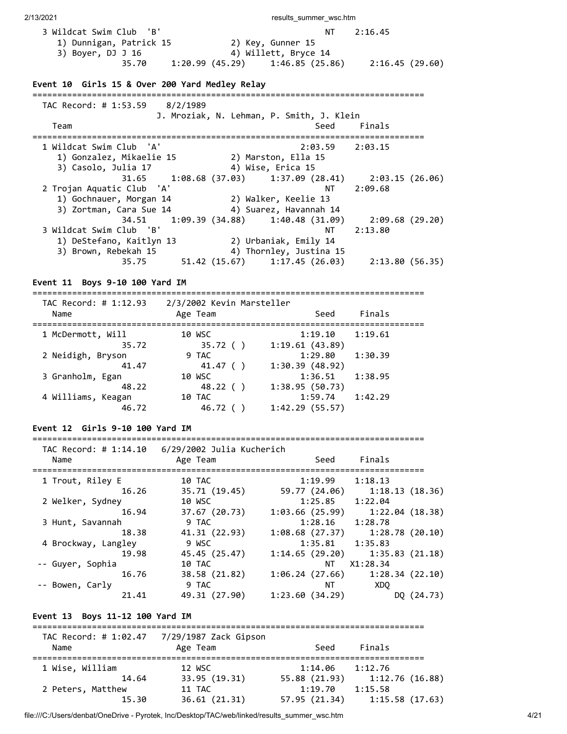```
  3 Wildcat Swim Club  'B'                                NT    2:16.45
     1) Dunnigan, Patrick 15            2) Key, Gunner 15
     3) Boyer, DJ J 16                  4) Willett, Bryce 14
               35.70     1:20.99 (45.29)     1:46.85 (25.86)     2:16.45 (29.60)
```

**Event 10  Girls 15 & Over 200 Yard Medley Relay**

```
===============================================================================
  TAC Record: # 1:53.59    8/2/1989
                     J. Mroziak, N. Lehman, P. Smith, J. Klein
    Team                                              Seed     Finals
===============================================================================
  1 Wildcat Swim Club  'A'                             2:03.59    2:03.15
     1) Gonzalez, Mikaelie 15           2) Marston, Ella 15
     3) Casolo, Julia 17                4) Wise, Erica 15
               31.65     1:08.68 (37.03)     1:37.09 (28.41)     2:03.15 (26.06)
  2 Trojan Aquatic Club  'A'                              NT    2:09.68
     1) Gochnauer, Morgan 14            2) Walker, Keelie 13
     3) Zortman, Cara Sue 14            4) Suarez, Havannah 14
               34.51     1:09.39 (34.88)     1:40.48 (31.09)     2:09.68 (29.20)
  3 Wildcat Swim Club  'B'                                NT    2:13.80
     1) DeStefano, Kaitlyn 13           2) Urbaniak, Emily 14
     3) Brown, Rebekah 15               4) Thornley, Justina 15
               35.75       51.42 (15.67)     1:17.45 (26.03)     2:13.80 (56.35)
```

**Event 11  Boys 9-10 100 Yard IM**

```
===============================================================================
  TAC Record: # 1:12.93    2/3/2002 Kevin Marsteller
    Name                    Age Team                  Seed     Finals
===============================================================================
  1 McDermott, Will          10 WSC                  1:19.10    1:19.61
               35.72           35.72 ( )       1:19.61 (43.89)
  2 Neidigh, Bryson           9 TAC                  1:29.80    1:30.39
               41.47           41.47 ( )       1:30.39 (48.92)
  3 Granholm, Egan           10 WSC                  1:36.51    1:38.95
               48.22           48.22 ( )       1:38.95 (50.73)
  4 Williams, Keagan         10 TAC                  1:59.74    1:42.29
               46.72           46.72 ( )       1:42.29 (55.57)
```

**Event 12  Girls 9-10 100 Yard IM**

```
===============================================================================
  TAC Record: # 1:14.10    6/29/2002 Julia Kucherich
    Name                    Age Team                  Seed     Finals
===============================================================================
  1 Trout, Riley E           10 TAC                  1:19.99    1:18.13
               16.26       35.71 (19.45)       59.77 (24.06)     1:18.13 (18.36)
  2 Welker, Sydney           10 WSC                  1:25.85    1:22.04
               16.94       37.67 (20.73)     1:03.66 (25.99)     1:22.04 (18.38)
  3 Hunt, Savannah            9 TAC                  1:28.16    1:28.78
               18.38       41.31 (22.93)     1:08.68 (27.37)     1:28.78 (20.10)
  4 Brockway, Langley         9 WSC                  1:35.81    1:35.83
               19.98       45.45 (25.47)     1:14.65 (29.20)     1:35.83 (21.18)
 -- Guyer, Sophia            10 TAC                       NT   X1:28.34
               16.76       38.58 (21.82)     1:06.24 (27.66)     1:28.34 (22.10)
 -- Bowen, Carly              9 TAC                       NT        XDQ
               21.41       49.31 (27.90)     1:23.60 (34.29)          DQ (24.73)
```

**Event 13  Boys 11-12 100 Yard IM**

```
===============================================================================
  TAC Record: # 1:02.47    7/29/1987 Zack Gipson
    Name                    Age Team                  Seed     Finals
===============================================================================
  1 Wise, William            12 WSC                  1:14.06    1:12.76
               14.64       33.95 (19.31)       55.88 (21.93)     1:12.76 (16.88)
  2 Peters, Matthew          11 TAC                  1:19.70    1:15.58
               15.30       36.61 (21.31)       57.95 (21.34)     1:15.58 (17.63)
```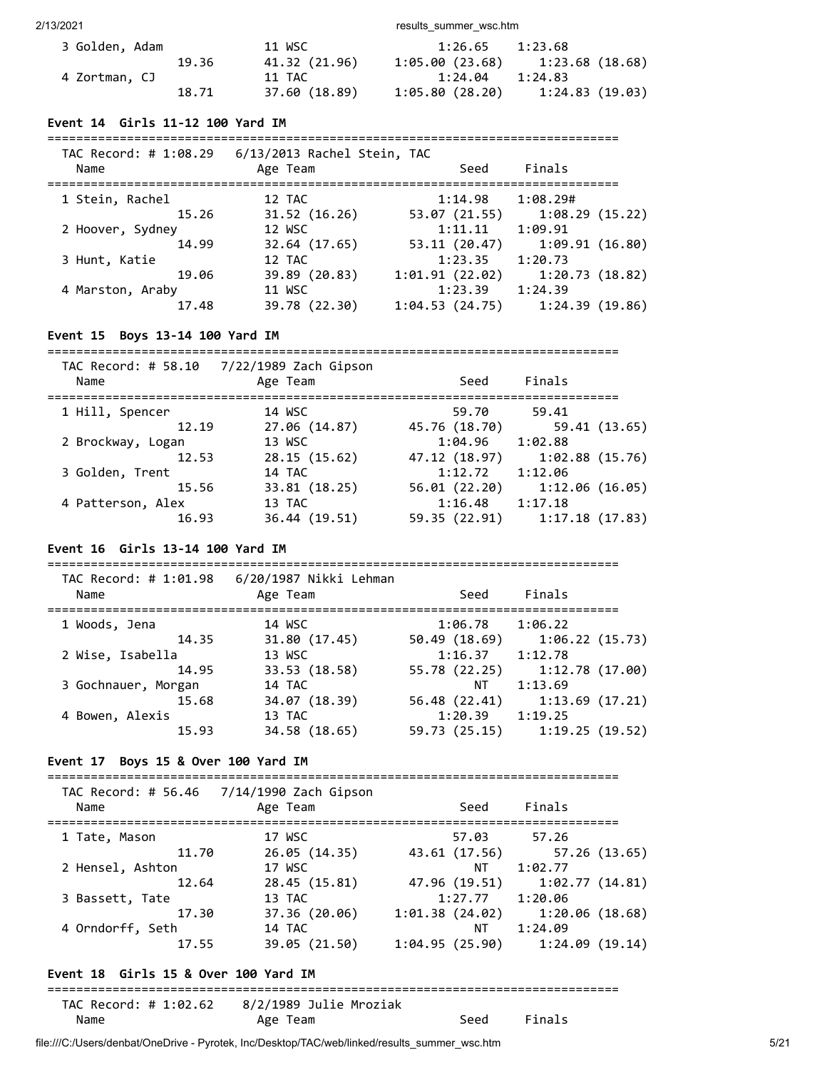```
  3 Golden, Adam             11 WSC                1:26.65    1:23.68  
                 19.36      41.32 (21.96)     1:05.00 (23.68)     1:23.68 (18.68)
  4 Zortman, CJ              11 TAC                1:24.04    1:24.83  
                 18.71      37.60 (18.89)     1:05.80 (28.20)     1:24.83 (19.03)
```

### Event 14  Girls 11-12 100 Yard IM

```
===============================================================================
  TAC Record: # 1:08.29   6/13/2013 Rachel Stein, TAC
    Name                   Age Team                  Seed     Finals  
===============================================================================
  1 Stein, Rachel            12 TAC                1:14.98    1:08.29#  
                 15.26      31.52 (16.26)       53.07 (21.55)     1:08.29 (15.22)
  2 Hoover, Sydney           12 WSC                1:11.11    1:09.91  
                 14.99      32.64 (17.65)       53.11 (20.47)     1:09.91 (16.80)
  3 Hunt, Katie              12 TAC                1:23.35    1:20.73  
                 19.06      39.89 (20.83)     1:01.91 (22.02)     1:20.73 (18.82)
  4 Marston, Araby           11 WSC                1:23.39    1:24.39  
                 17.48      39.78 (22.30)     1:04.53 (24.75)     1:24.39 (19.86)
```

### Event 15  Boys 13-14 100 Yard IM

```
===============================================================================
  TAC Record: # 58.10   7/22/1989 Zach Gipson
    Name                   Age Team                  Seed     Finals  
===============================================================================
  1 Hill, Spencer            14 WSC                  59.70      59.41  
                 12.19      27.06 (14.87)       45.76 (18.70)       59.41 (13.65)
  2 Brockway, Logan          13 WSC                1:04.96    1:02.88  
                 12.53      28.15 (15.62)       47.12 (18.97)     1:02.88 (15.76)
  3 Golden, Trent            14 TAC                1:12.72    1:12.06  
                 15.56      33.81 (18.25)       56.01 (22.20)     1:12.06 (16.05)
  4 Patterson, Alex          13 TAC                1:16.48    1:17.18  
                 16.93      36.44 (19.51)       59.35 (22.91)     1:17.18 (17.83)
```

### Event 16  Girls 13-14 100 Yard IM

```
===============================================================================
  TAC Record: # 1:01.98   6/20/1987 Nikki Lehman
    Name                   Age Team                  Seed     Finals  
===============================================================================
  1 Woods, Jena              14 WSC                1:06.78    1:06.22  
                 14.35      31.80 (17.45)       50.49 (18.69)     1:06.22 (15.73)
  2 Wise, Isabella           13 WSC                1:16.37    1:12.78  
                 14.95      33.53 (18.58)       55.78 (22.25)     1:12.78 (17.00)
  3 Gochnauer, Morgan        14 TAC                     NT    1:13.69  
                 15.68      34.07 (18.39)       56.48 (22.41)     1:13.69 (17.21)
  4 Bowen, Alexis            13 TAC                1:20.39    1:19.25  
                 15.93      34.58 (18.65)       59.73 (25.15)     1:19.25 (19.52)
```

### Event 17  Boys 15 & Over 100 Yard IM

```
===============================================================================
  TAC Record: # 56.46   7/14/1990 Zach Gipson
    Name                   Age Team                  Seed     Finals  
===============================================================================
  1 Tate, Mason              17 WSC                  57.03      57.26  
                 11.70      26.05 (14.35)       43.61 (17.56)       57.26 (13.65)
  2 Hensel, Ashton           17 WSC                     NT    1:02.77  
                 12.64      28.45 (15.81)       47.96 (19.51)     1:02.77 (14.81)
  3 Bassett, Tate            13 TAC                1:27.77    1:20.06  
                 17.30      37.36 (20.06)     1:01.38 (24.02)     1:20.06 (18.68)
  4 Orndorff, Seth           14 TAC                     NT    1:24.09  
                 17.55      39.05 (21.50)     1:04.95 (25.90)     1:24.09 (19.14)
```

### Event 18  Girls 15 & Over 100 Yard IM

```
===============================================================================
  TAC Record: # 1:02.62    8/2/1989 Julie Mroziak
    Name                   Age Team                  Seed     Finals  
```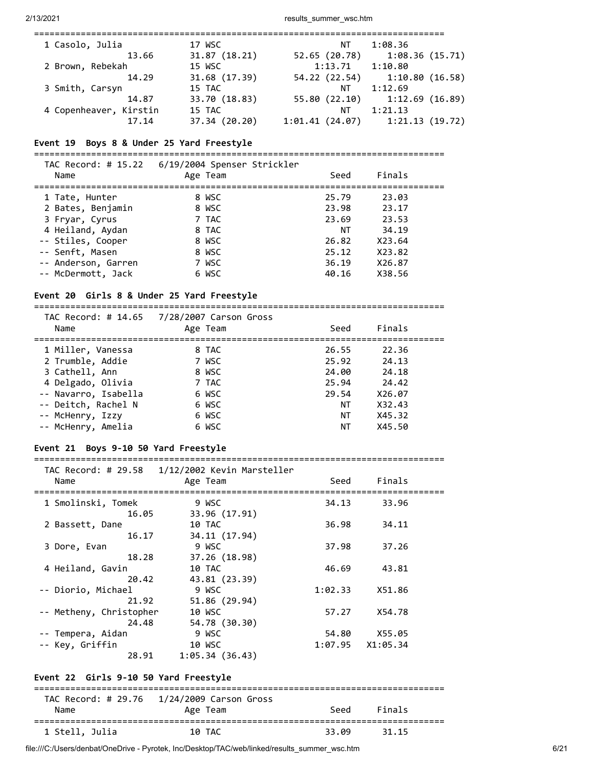| Name | Age Team | Seed | Finals |
|---|---|---|---|
| 1 Casolo, Julia | 17 WSC | NT | 1:08.36 |
| 13.66 | 31.87 (18.21) | 52.65 (20.78) | 1:08.36 (15.71) |
| 2 Brown, Rebekah | 15 WSC | 1:13.71 | 1:10.80 |
| 14.29 | 31.68 (17.39) | 54.22 (22.54) | 1:10.80 (16.58) |
| 3 Smith, Carsyn | 15 TAC | NT | 1:12.69 |
| 14.87 | 33.70 (18.83) | 55.80 (22.10) | 1:12.69 (16.89) |
| 4 Copenheaver, Kirstin | 15 TAC | NT | 1:21.13 |
| 17.14 | 37.34 (20.20) | 1:01.41 (24.07) | 1:21.13 (19.72) |

### Event 19 Boys 8 & Under 25 Yard Freestyle

TAC Record: # 15.22 6/19/2004 Spenser Strickler

| Name | Age Team | Seed | Finals |
|---|---|---|---|
| 1 Tate, Hunter | 8 WSC | 25.79 | 23.03 |
| 2 Bates, Benjamin | 8 WSC | 23.98 | 23.17 |
| 3 Fryar, Cyrus | 7 TAC | 23.69 | 23.53 |
| 4 Heiland, Aydan | 8 TAC | NT | 34.19 |
| -- Stiles, Cooper | 8 WSC | 26.82 | X23.64 |
| -- Senft, Masen | 8 WSC | 25.12 | X23.82 |
| -- Anderson, Garren | 7 WSC | 36.19 | X26.87 |
| -- McDermott, Jack | 6 WSC | 40.16 | X38.56 |

### Event 20 Girls 8 & Under 25 Yard Freestyle

TAC Record: # 14.65 7/28/2007 Carson Gross

| Name | Age Team | Seed | Finals |
|---|---|---|---|
| 1 Miller, Vanessa | 8 TAC | 26.55 | 22.36 |
| 2 Trumble, Addie | 7 WSC | 25.92 | 24.13 |
| 3 Cathell, Ann | 8 WSC | 24.00 | 24.18 |
| 4 Delgado, Olivia | 7 TAC | 25.94 | 24.42 |
| -- Navarro, Isabella | 6 WSC | 29.54 | X26.07 |
| -- Deitch, Rachel N | 6 WSC | NT | X32.43 |
| -- McHenry, Izzy | 6 WSC | NT | X45.32 |
| -- McHenry, Amelia | 6 WSC | NT | X45.50 |

### Event 21 Boys 9-10 50 Yard Freestyle

TAC Record: # 29.58 1/12/2002 Kevin Marsteller

| Name | Age Team | Seed | Finals |
|---|---|---|---|
| 1 Smolinski, Tomek | 9 WSC | 34.13 | 33.96 |
| 16.05 | 33.96 (17.91) | | |
| 2 Bassett, Dane | 10 TAC | 36.98 | 34.11 |
| 16.17 | 34.11 (17.94) | | |
| 3 Dore, Evan | 9 WSC | 37.98 | 37.26 |
| 18.28 | 37.26 (18.98) | | |
| 4 Heiland, Gavin | 10 TAC | 46.69 | 43.81 |
| 20.42 | 43.81 (23.39) | | |
| -- Diorio, Michael | 9 WSC | 1:02.33 | X51.86 |
| 21.92 | 51.86 (29.94) | | |
| -- Metheny, Christopher | 10 WSC | 57.27 | X54.78 |
| 24.48 | 54.78 (30.30) | | |
| -- Tempera, Aidan | 9 WSC | 54.80 | X55.05 |
| -- Key, Griffin | 10 WSC | 1:07.95 | X1:05.34 |
| 28.91 | 1:05.34 (36.43) | | |

### Event 22 Girls 9-10 50 Yard Freestyle

TAC Record: # 29.76 1/24/2009 Carson Gross

| Name | Age Team | Seed | Finals |
|---|---|---|---|
| 1 Stell, Julia | 10 TAC | 33.09 | 31.15 |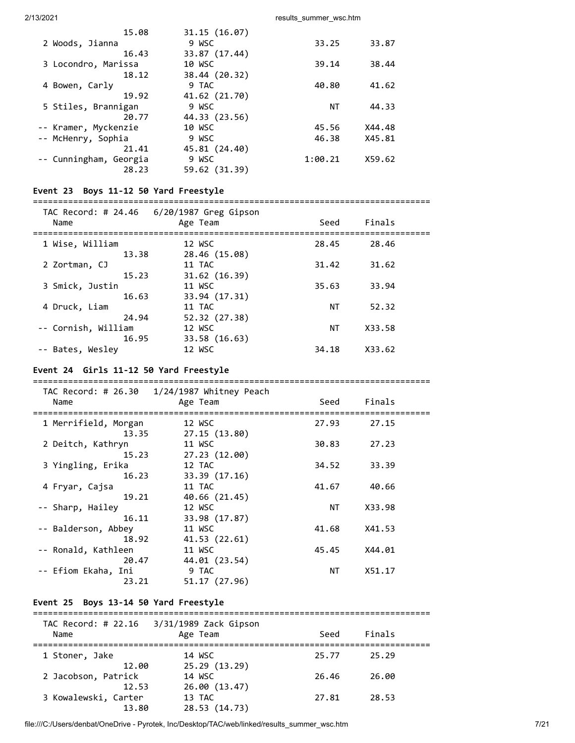| Name | Age Team | Seed | Finals |
|---|---|---|---|
| 15.08 | 31.15 (16.07) | | |
| 2 Woods, Jianna | 9 WSC | 33.25 | 33.87 |
| 16.43 | 33.87 (17.44) | | |
| 3 Locondro, Marissa | 10 WSC | 39.14 | 38.44 |
| 18.12 | 38.44 (20.32) | | |
| 4 Bowen, Carly | 9 TAC | 40.80 | 41.62 |
| 19.92 | 41.62 (21.70) | | |
| 5 Stiles, Brannigan | 9 WSC | NT | 44.33 |
| 20.77 | 44.33 (23.56) | | |
| -- Kramer, Myckenzie | 10 WSC | 45.56 | X44.48 |
| -- McHenry, Sophia | 9 WSC | 46.38 | X45.81 |
| 21.41 | 45.81 (24.40) | | |
| -- Cunningham, Georgia | 9 WSC | 1:00.21 | X59.62 |
| 28.23 | 59.62 (31.39) | | |

### Event 23 Boys 11-12 50 Yard Freestyle

TAC Record: # 24.46 6/20/1987 Greg Gipson

| Name | Age Team | Seed | Finals |
|---|---|---|---|
| 1 Wise, William | 12 WSC | 28.45 | 28.46 |
| 13.38 | 28.46 (15.08) | | |
| 2 Zortman, CJ | 11 TAC | 31.42 | 31.62 |
| 15.23 | 31.62 (16.39) | | |
| 3 Smick, Justin | 11 WSC | 35.63 | 33.94 |
| 16.63 | 33.94 (17.31) | | |
| 4 Druck, Liam | 11 TAC | NT | 52.32 |
| 24.94 | 52.32 (27.38) | | |
| -- Cornish, William | 12 WSC | NT | X33.58 |
| 16.95 | 33.58 (16.63) | | |
| -- Bates, Wesley | 12 WSC | 34.18 | X33.62 |

### Event 24 Girls 11-12 50 Yard Freestyle

TAC Record: # 26.30 1/24/1987 Whitney Peach

| Name | Age Team | Seed | Finals |
|---|---|---|---|
| 1 Merrifield, Morgan | 12 WSC | 27.93 | 27.15 |
| 13.35 | 27.15 (13.80) | | |
| 2 Deitch, Kathryn | 11 WSC | 30.83 | 27.23 |
| 15.23 | 27.23 (12.00) | | |
| 3 Yingling, Erika | 12 TAC | 34.52 | 33.39 |
| 16.23 | 33.39 (17.16) | | |
| 4 Fryar, Cajsa | 11 TAC | 41.67 | 40.66 |
| 19.21 | 40.66 (21.45) | | |
| -- Sharp, Hailey | 12 WSC | NT | X33.98 |
| 16.11 | 33.98 (17.87) | | |
| -- Balderson, Abbey | 11 WSC | 41.68 | X41.53 |
| 18.92 | 41.53 (22.61) | | |
| -- Ronald, Kathleen | 11 WSC | 45.45 | X44.01 |
| 20.47 | 44.01 (23.54) | | |
| -- Efiom Ekaha, Ini | 9 TAC | NT | X51.17 |
| 23.21 | 51.17 (27.96) | | |

### Event 25 Boys 13-14 50 Yard Freestyle

TAC Record: # 22.16 3/31/1989 Zack Gipson

| Name | Age Team | Seed | Finals |
|---|---|---|---|
| 1 Stoner, Jake | 14 WSC | 25.77 | 25.29 |
| 12.00 | 25.29 (13.29) | | |
| 2 Jacobson, Patrick | 14 WSC | 26.46 | 26.00 |
| 12.53 | 26.00 (13.47) | | |
| 3 Kowalewski, Carter | 13 TAC | 27.81 | 28.53 |
| 13.80 | 28.53 (14.73) | | |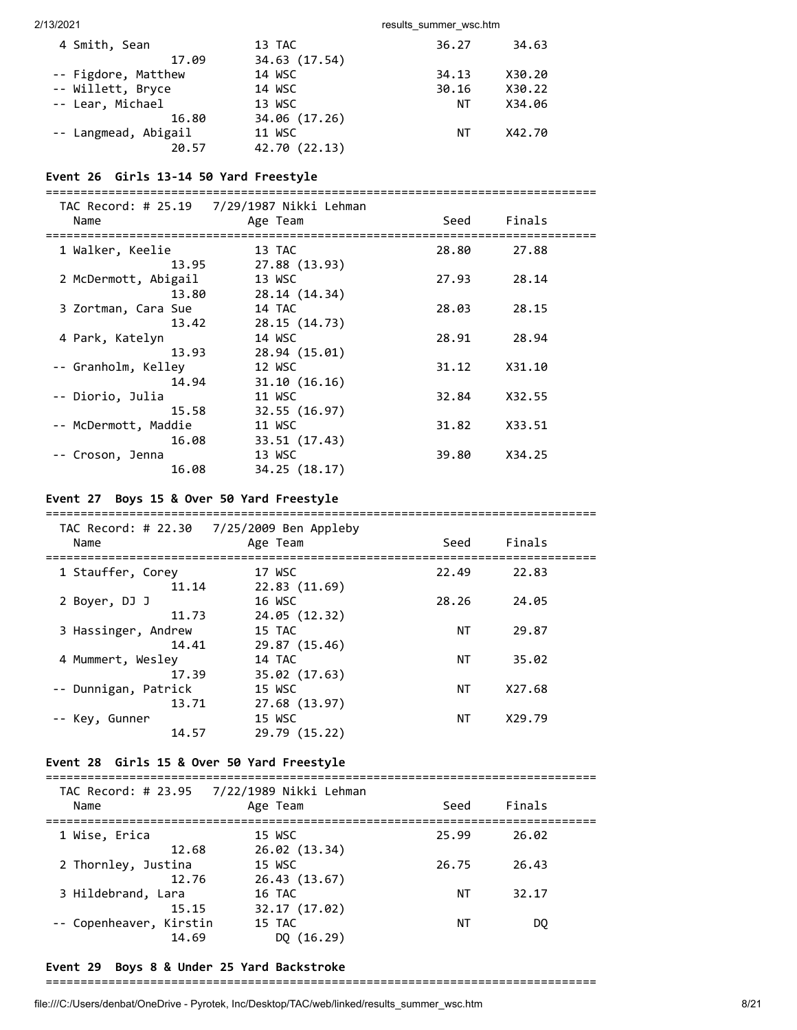| Name | Age | Team | Seed | Finals |
|---|---|---|---|---|
| 4 Smith, Sean | 13 | TAC | 36.27 | 34.63 |
| 17.09 | 34.63 (17.54) | | | |
| -- Figdore, Matthew | 14 | WSC | 34.13 | X30.20 |
| -- Willett, Bryce | 14 | WSC | 30.16 | X30.22 |
| -- Lear, Michael | 13 | WSC | NT | X34.06 |
| 16.80 | 34.06 (17.26) | | | |
| -- Langmead, Abigail | 11 | WSC | NT | X42.70 |
| 20.57 | 42.70 (22.13) | | | |

### Event 26 Girls 13-14 50 Yard Freestyle

TAC Record: # 25.19 7/29/1987 Nikki Lehman

| Name | Age | Team | Seed | Finals |
|---|---|---|---|---|
| 1 Walker, Keelie | 13 | TAC | 28.80 | 27.88 |
| 13.95 | 27.88 (13.93) | | | |
| 2 McDermott, Abigail | 13 | WSC | 27.93 | 28.14 |
| 13.80 | 28.14 (14.34) | | | |
| 3 Zortman, Cara Sue | 14 | TAC | 28.03 | 28.15 |
| 13.42 | 28.15 (14.73) | | | |
| 4 Park, Katelyn | 14 | WSC | 28.91 | 28.94 |
| 13.93 | 28.94 (15.01) | | | |
| -- Granholm, Kelley | 12 | WSC | 31.12 | X31.10 |
| 14.94 | 31.10 (16.16) | | | |
| -- Diorio, Julia | 11 | WSC | 32.84 | X32.55 |
| 15.58 | 32.55 (16.97) | | | |
| -- McDermott, Maddie | 11 | WSC | 31.82 | X33.51 |
| 16.08 | 33.51 (17.43) | | | |
| -- Croson, Jenna | 13 | WSC | 39.80 | X34.25 |
| 16.08 | 34.25 (18.17) | | | |

### Event 27 Boys 15 & Over 50 Yard Freestyle

TAC Record: # 22.30 7/25/2009 Ben Appleby

| Name | Age | Team | Seed | Finals |
|---|---|---|---|---|
| 1 Stauffer, Corey | 17 | WSC | 22.49 | 22.83 |
| 11.14 | 22.83 (11.69) | | | |
| 2 Boyer, DJ J | 16 | WSC | 28.26 | 24.05 |
| 11.73 | 24.05 (12.32) | | | |
| 3 Hassinger, Andrew | 15 | TAC | NT | 29.87 |
| 14.41 | 29.87 (15.46) | | | |
| 4 Mummert, Wesley | 14 | TAC | NT | 35.02 |
| 17.39 | 35.02 (17.63) | | | |
| -- Dunnigan, Patrick | 15 | WSC | NT | X27.68 |
| 13.71 | 27.68 (13.97) | | | |
| -- Key, Gunner | 15 | WSC | NT | X29.79 |
| 14.57 | 29.79 (15.22) | | | |

### Event 28 Girls 15 & Over 50 Yard Freestyle

TAC Record: # 23.95 7/22/1989 Nikki Lehman

| Name | Age | Team | Seed | Finals |
|---|---|---|---|---|
| 1 Wise, Erica | 15 | WSC | 25.99 | 26.02 |
| 12.68 | 26.02 (13.34) | | | |
| 2 Thornley, Justina | 15 | WSC | 26.75 | 26.43 |
| 12.76 | 26.43 (13.67) | | | |
| 3 Hildebrand, Lara | 16 | TAC | NT | 32.17 |
| 15.15 | 32.17 (17.02) | | | |
| -- Copenheaver, Kirstin | 15 | TAC | NT | DQ |
| 14.69 | DQ (16.29) | | | |

### Event 29 Boys 8 & Under 25 Yard Backstroke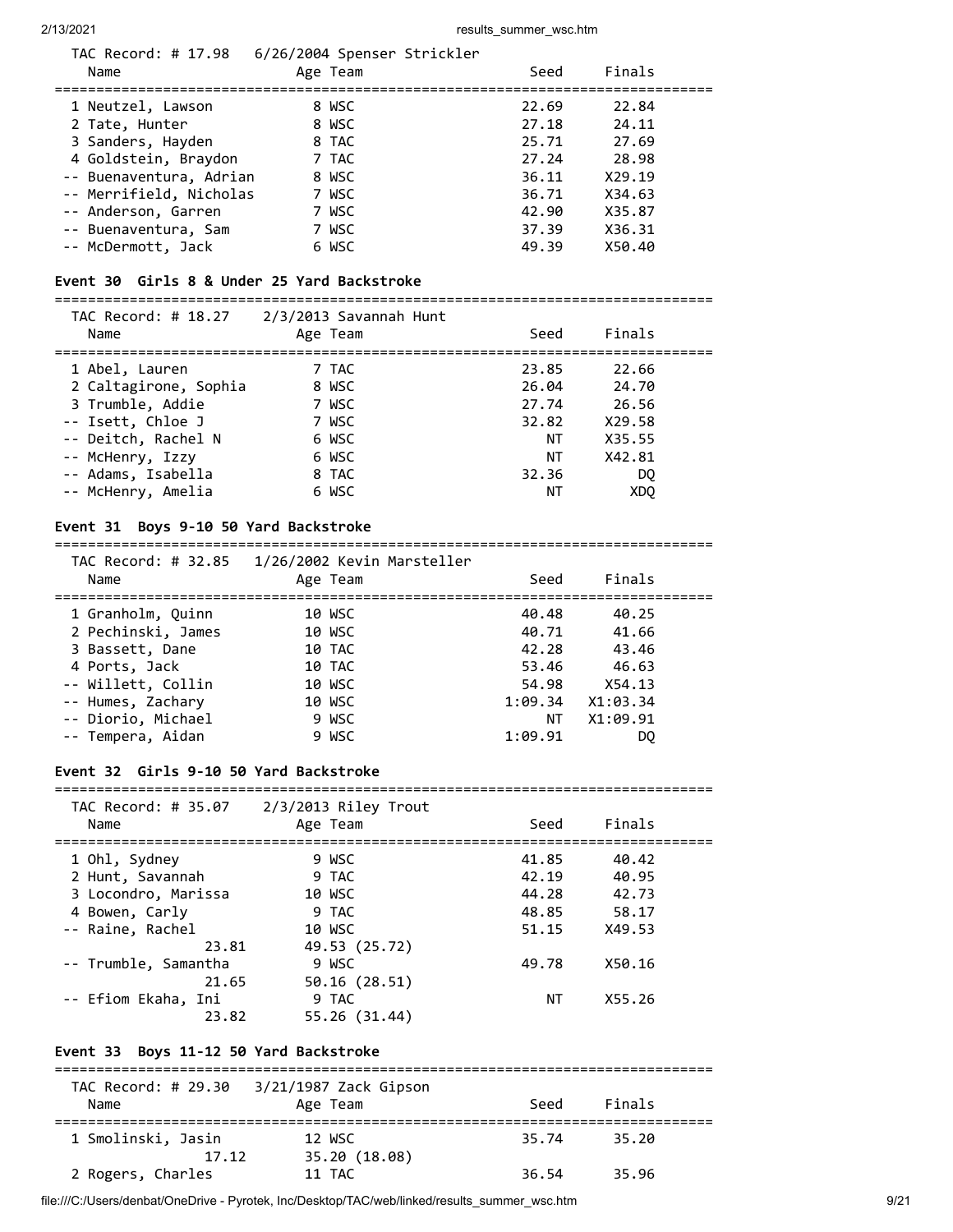TAC Record: # 17.98 6/26/2004 Spenser Strickler

| Name | Age | Team | Seed | Finals |
|---|---|---|---|---|
| 1 Neutzel, Lawson | 8 | WSC | 22.69 | 22.84 |
| 2 Tate, Hunter | 8 | WSC | 27.18 | 24.11 |
| 3 Sanders, Hayden | 8 | TAC | 25.71 | 27.69 |
| 4 Goldstein, Braydon | 7 | TAC | 27.24 | 28.98 |
| -- Buenaventura, Adrian | 8 | WSC | 36.11 | X29.19 |
| -- Merrifield, Nicholas | 7 | WSC | 36.71 | X34.63 |
| -- Anderson, Garren | 7 | WSC | 42.90 | X35.87 |
| -- Buenaventura, Sam | 7 | WSC | 37.39 | X36.31 |
| -- McDermott, Jack | 6 | WSC | 49.39 | X50.40 |

### Event 30 Girls 8 & Under 25 Yard Backstroke

TAC Record: # 18.27 2/3/2013 Savannah Hunt

| Name | Age | Team | Seed | Finals |
|---|---|---|---|---|
| 1 Abel, Lauren | 7 | TAC | 23.85 | 22.66 |
| 2 Caltagirone, Sophia | 8 | WSC | 26.04 | 24.70 |
| 3 Trumble, Addie | 7 | WSC | 27.74 | 26.56 |
| -- Isett, Chloe J | 7 | WSC | 32.82 | X29.58 |
| -- Deitch, Rachel N | 6 | WSC | NT | X35.55 |
| -- McHenry, Izzy | 6 | WSC | NT | X42.81 |
| -- Adams, Isabella | 8 | TAC | 32.36 | DQ |
| -- McHenry, Amelia | 6 | WSC | NT | XDQ |

### Event 31 Boys 9-10 50 Yard Backstroke

TAC Record: # 32.85 1/26/2002 Kevin Marsteller

| Name | Age | Team | Seed | Finals |
|---|---|---|---|---|
| 1 Granholm, Quinn | 10 | WSC | 40.48 | 40.25 |
| 2 Pechinski, James | 10 | WSC | 40.71 | 41.66 |
| 3 Bassett, Dane | 10 | TAC | 42.28 | 43.46 |
| 4 Ports, Jack | 10 | TAC | 53.46 | 46.63 |
| -- Willett, Collin | 10 | WSC | 54.98 | X54.13 |
| -- Humes, Zachary | 10 | WSC | 1:09.34 | X1:03.34 |
| -- Diorio, Michael | 9 | WSC | NT | X1:09.91 |
| -- Tempera, Aidan | 9 | WSC | 1:09.91 | DQ |

### Event 32 Girls 9-10 50 Yard Backstroke

TAC Record: # 35.07 2/3/2013 Riley Trout

| Name | Age | Team | Seed | Finals |
|---|---|---|---|---|
| 1 Ohl, Sydney | 9 | WSC | 41.85 | 40.42 |
| 2 Hunt, Savannah | 9 | TAC | 42.19 | 40.95 |
| 3 Locondro, Marissa | 10 | WSC | 44.28 | 42.73 |
| 4 Bowen, Carly | 9 | TAC | 48.85 | 58.17 |
| -- Raine, Rachel | 10 | WSC | 51.15 | X49.53 |
| 23.81 | 49.53 (25.72) | | | |
| -- Trumble, Samantha | 9 | WSC | 49.78 | X50.16 |
| 21.65 | 50.16 (28.51) | | | |
| -- Efiom Ekaha, Ini | 9 | TAC | NT | X55.26 |
| 23.82 | 55.26 (31.44) | | | |

### Event 33 Boys 11-12 50 Yard Backstroke

TAC Record: # 29.30 3/21/1987 Zack Gipson

| Name | Age | Team | Seed | Finals |
|---|---|---|---|---|
| 1 Smolinski, Jasin | 12 | WSC | 35.74 | 35.20 |
| 17.12 | 35.20 (18.08) | | | |
| 2 Rogers, Charles | 11 | TAC | 36.54 | 35.96 |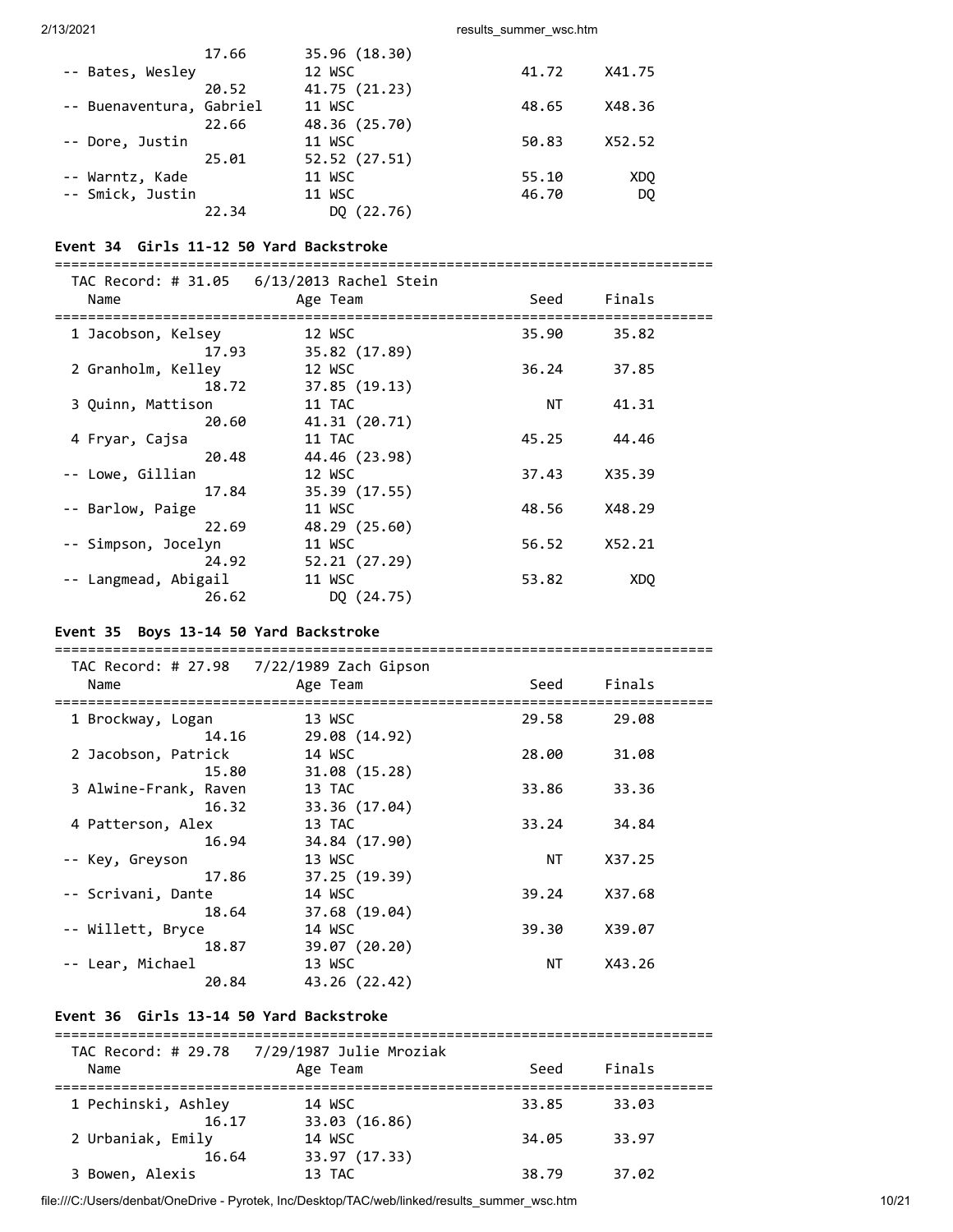| Name | Age | Team | Seed | Finals |
|---|---|---|---|---|
| | | | | |
| 17.66 | | 35.96 (18.30) | | |
| -- Bates, Wesley | 12 | WSC | 41.72 | X41.75 |
| 20.52 | | 41.75 (21.23) | | |
| -- Buenaventura, Gabriel | 11 | WSC | 48.65 | X48.36 |
| 22.66 | | 48.36 (25.70) | | |
| -- Dore, Justin | 11 | WSC | 50.83 | X52.52 |
| 25.01 | | 52.52 (27.51) | | |
| -- Warntz, Kade | 11 | WSC | 55.10 | XDQ |
| -- Smick, Justin | 11 | WSC | 46.70 | DQ |
| 22.34 | | DQ (22.76) | | |

## Event 34 Girls 11-12 50 Yard Backstroke

TAC Record: # 31.05 6/13/2013 Rachel Stein

| Name | Age | Team | Seed | Finals |
|---|---|---|---|---|
| 1 Jacobson, Kelsey | 12 | WSC | 35.90 | 35.82 |
| 17.93 | | 35.82 (17.89) | | |
| 2 Granholm, Kelley | 12 | WSC | 36.24 | 37.85 |
| 18.72 | | 37.85 (19.13) | | |
| 3 Quinn, Mattison | 11 | TAC | NT | 41.31 |
| 20.60 | | 41.31 (20.71) | | |
| 4 Fryar, Cajsa | 11 | TAC | 45.25 | 44.46 |
| 20.48 | | 44.46 (23.98) | | |
| -- Lowe, Gillian | 12 | WSC | 37.43 | X35.39 |
| 17.84 | | 35.39 (17.55) | | |
| -- Barlow, Paige | 11 | WSC | 48.56 | X48.29 |
| 22.69 | | 48.29 (25.60) | | |
| -- Simpson, Jocelyn | 11 | WSC | 56.52 | X52.21 |
| 24.92 | | 52.21 (27.29) | | |
| -- Langmead, Abigail | 11 | WSC | 53.82 | XDQ |
| 26.62 | | DQ (24.75) | | |

## Event 35 Boys 13-14 50 Yard Backstroke

TAC Record: # 27.98 7/22/1989 Zach Gipson

| Name | Age | Team | Seed | Finals |
|---|---|---|---|---|
| 1 Brockway, Logan | 13 | WSC | 29.58 | 29.08 |
| 14.16 | | 29.08 (14.92) | | |
| 2 Jacobson, Patrick | 14 | WSC | 28.00 | 31.08 |
| 15.80 | | 31.08 (15.28) | | |
| 3 Alwine-Frank, Raven | 13 | TAC | 33.86 | 33.36 |
| 16.32 | | 33.36 (17.04) | | |
| 4 Patterson, Alex | 13 | TAC | 33.24 | 34.84 |
| 16.94 | | 34.84 (17.90) | | |
| -- Key, Greyson | 13 | WSC | NT | X37.25 |
| 17.86 | | 37.25 (19.39) | | |
| -- Scrivani, Dante | 14 | WSC | 39.24 | X37.68 |
| 18.64 | | 37.68 (19.04) | | |
| -- Willett, Bryce | 14 | WSC | 39.30 | X39.07 |
| 18.87 | | 39.07 (20.20) | | |
| -- Lear, Michael | 13 | WSC | NT | X43.26 |
| 20.84 | | 43.26 (22.42) | | |

## Event 36 Girls 13-14 50 Yard Backstroke

TAC Record: # 29.78 7/29/1987 Julie Mroziak

| Name | Age | Team | Seed | Finals |
|---|---|---|---|---|
| 1 Pechinski, Ashley | 14 | WSC | 33.85 | 33.03 |
| 16.17 | | 33.03 (16.86) | | |
| 2 Urbaniak, Emily | 14 | WSC | 34.05 | 33.97 |
| 16.64 | | 33.97 (17.33) | | |
| 3 Bowen, Alexis | 13 | TAC | 38.79 | 37.02 |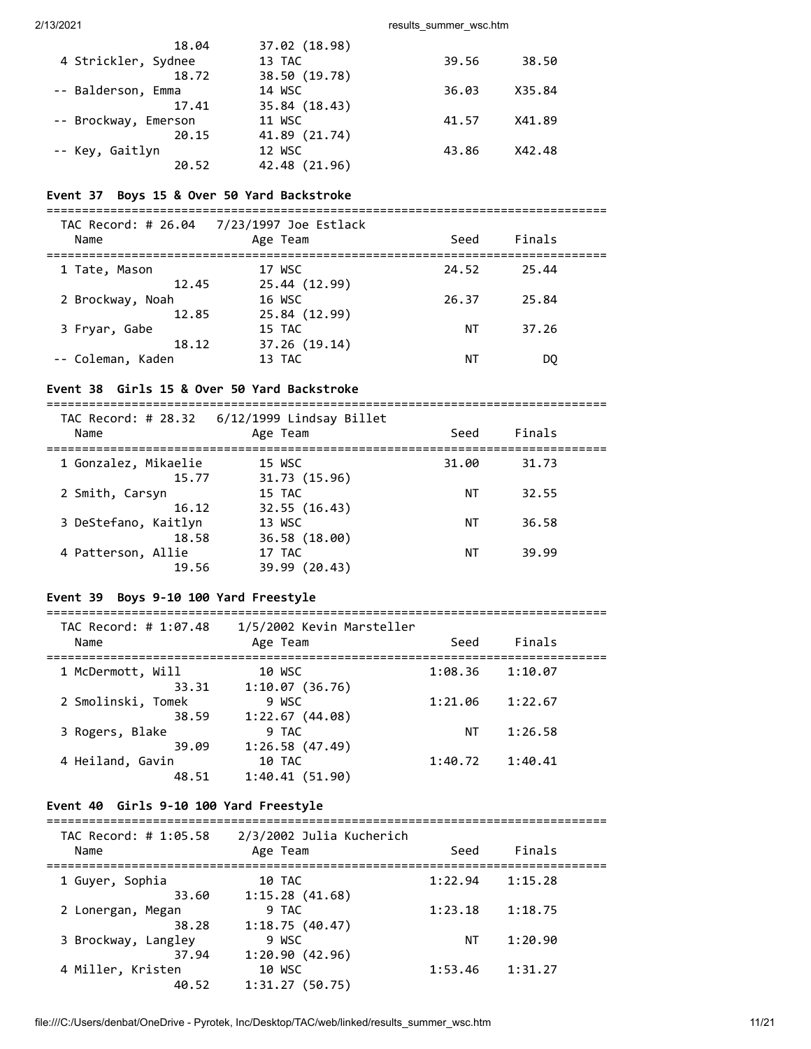| Name | Age Team | Seed | Finals |
|---|---|---|---|
| 18.04 | 37.02 (18.98) | | |
| 4 Strickler, Sydnee | 13 TAC | 39.56 | 38.50 |
| 18.72 | 38.50 (19.78) | | |
| -- Balderson, Emma | 14 WSC | 36.03 | X35.84 |
| 17.41 | 35.84 (18.43) | | |
| -- Brockway, Emerson | 11 WSC | 41.57 | X41.89 |
| 20.15 | 41.89 (21.74) | | |
| -- Key, Gaitlyn | 12 WSC | 43.86 | X42.48 |
| 20.52 | 42.48 (21.96) | | |

## Event 37 Boys 15 & Over 50 Yard Backstroke

TAC Record: # 26.04 7/23/1997 Joe Estlack

| Name | Age Team | Seed | Finals |
|---|---|---|---|
| 1 Tate, Mason | 17 WSC | 24.52 | 25.44 |
| 12.45 | 25.44 (12.99) | | |
| 2 Brockway, Noah | 16 WSC | 26.37 | 25.84 |
| 12.85 | 25.84 (12.99) | | |
| 3 Fryar, Gabe | 15 TAC | NT | 37.26 |
| 18.12 | 37.26 (19.14) | | |
| -- Coleman, Kaden | 13 TAC | NT | DQ |

## Event 38 Girls 15 & Over 50 Yard Backstroke

TAC Record: # 28.32 6/12/1999 Lindsay Billet

| Name | Age Team | Seed | Finals |
|---|---|---|---|
| 1 Gonzalez, Mikaelie | 15 WSC | 31.00 | 31.73 |
| 15.77 | 31.73 (15.96) | | |
| 2 Smith, Carsyn | 15 TAC | NT | 32.55 |
| 16.12 | 32.55 (16.43) | | |
| 3 DeStefano, Kaitlyn | 13 WSC | NT | 36.58 |
| 18.58 | 36.58 (18.00) | | |
| 4 Patterson, Allie | 17 TAC | NT | 39.99 |
| 19.56 | 39.99 (20.43) | | |

## Event 39 Boys 9-10 100 Yard Freestyle

TAC Record: # 1:07.48 1/5/2002 Kevin Marsteller

| Name | Age Team | Seed | Finals |
|---|---|---|---|
| 1 McDermott, Will | 10 WSC | 1:08.36 | 1:10.07 |
| 33.31 | 1:10.07 (36.76) | | |
| 2 Smolinski, Tomek | 9 WSC | 1:21.06 | 1:22.67 |
| 38.59 | 1:22.67 (44.08) | | |
| 3 Rogers, Blake | 9 TAC | NT | 1:26.58 |
| 39.09 | 1:26.58 (47.49) | | |
| 4 Heiland, Gavin | 10 TAC | 1:40.72 | 1:40.41 |
| 48.51 | 1:40.41 (51.90) | | |

## Event 40 Girls 9-10 100 Yard Freestyle

TAC Record: # 1:05.58 2/3/2002 Julia Kucherich

| Name | Age Team | Seed | Finals |
|---|---|---|---|
| 1 Guyer, Sophia | 10 TAC | 1:22.94 | 1:15.28 |
| 33.60 | 1:15.28 (41.68) | | |
| 2 Lonergan, Megan | 9 TAC | 1:23.18 | 1:18.75 |
| 38.28 | 1:18.75 (40.47) | | |
| 3 Brockway, Langley | 9 WSC | NT | 1:20.90 |
| 37.94 | 1:20.90 (42.96) | | |
| 4 Miller, Kristen | 10 WSC | 1:53.46 | 1:31.27 |
| 40.52 | 1:31.27 (50.75) | | |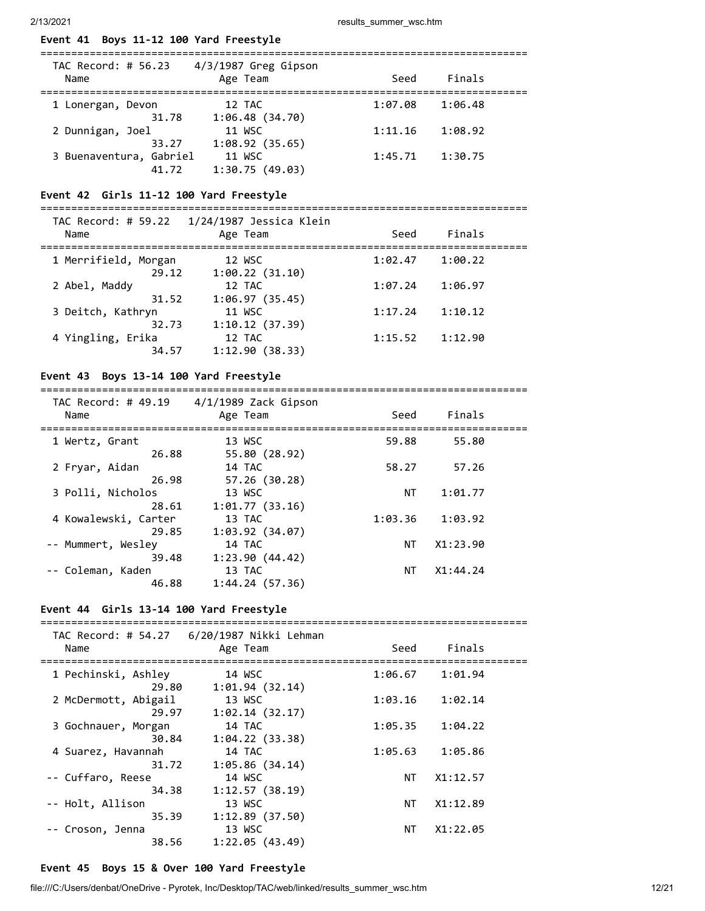## Event 41 Boys 11-12 100 Yard Freestyle

TAC Record: # 56.23 4/3/1987 Greg Gipson

| Name | Age | Team | Seed | Finals |
|---|---|---|---|---|
| 1 Lonergan, Devon | 12 | TAC | 1:07.08 | 1:06.48 |
| 31.78 1:06.48 (34.70) | | | | |
| 2 Dunnigan, Joel | 11 | WSC | 1:11.16 | 1:08.92 |
| 33.27 1:08.92 (35.65) | | | | |
| 3 Buenaventura, Gabriel | 11 | WSC | 1:45.71 | 1:30.75 |
| 41.72 1:30.75 (49.03) | | | | |

## Event 42 Girls 11-12 100 Yard Freestyle

TAC Record: # 59.22 1/24/1987 Jessica Klein

| Name | Age | Team | Seed | Finals |
|---|---|---|---|---|
| 1 Merrifield, Morgan | 12 | WSC | 1:02.47 | 1:00.22 |
| 29.12 1:00.22 (31.10) | | | | |
| 2 Abel, Maddy | 12 | TAC | 1:07.24 | 1:06.97 |
| 31.52 1:06.97 (35.45) | | | | |
| 3 Deitch, Kathryn | 11 | WSC | 1:17.24 | 1:10.12 |
| 32.73 1:10.12 (37.39) | | | | |
| 4 Yingling, Erika | 12 | TAC | 1:15.52 | 1:12.90 |
| 34.57 1:12.90 (38.33) | | | | |

## Event 43 Boys 13-14 100 Yard Freestyle

TAC Record: # 49.19 4/1/1989 Zack Gipson

| Name | Age | Team | Seed | Finals |
|---|---|---|---|---|
| 1 Wertz, Grant | 13 | WSC | 59.88 | 55.80 |
| 26.88 55.80 (28.92) | | | | |
| 2 Fryar, Aidan | 14 | TAC | 58.27 | 57.26 |
| 26.98 57.26 (30.28) | | | | |
| 3 Polli, Nicholos | 13 | WSC | NT | 1:01.77 |
| 28.61 1:01.77 (33.16) | | | | |
| 4 Kowalewski, Carter | 13 | TAC | 1:03.36 | 1:03.92 |
| 29.85 1:03.92 (34.07) | | | | |
| -- Mummert, Wesley | 14 | TAC | NT | X1:23.90 |
| 39.48 1:23.90 (44.42) | | | | |
| -- Coleman, Kaden | 13 | TAC | NT | X1:44.24 |
| 46.88 1:44.24 (57.36) | | | | |

## Event 44 Girls 13-14 100 Yard Freestyle

TAC Record: # 54.27 6/20/1987 Nikki Lehman

| Name | Age | Team | Seed | Finals |
|---|---|---|---|---|
| 1 Pechinski, Ashley | 14 | WSC | 1:06.67 | 1:01.94 |
| 29.80 1:01.94 (32.14) | | | | |
| 2 McDermott, Abigail | 13 | WSC | 1:03.16 | 1:02.14 |
| 29.97 1:02.14 (32.17) | | | | |
| 3 Gochnauer, Morgan | 14 | TAC | 1:05.35 | 1:04.22 |
| 30.84 1:04.22 (33.38) | | | | |
| 4 Suarez, Havannah | 14 | TAC | 1:05.63 | 1:05.86 |
| 31.72 1:05.86 (34.14) | | | | |
| -- Cuffaro, Reese | 14 | WSC | NT | X1:12.57 |
| 34.38 1:12.57 (38.19) | | | | |
| -- Holt, Allison | 13 | WSC | NT | X1:12.89 |
| 35.39 1:12.89 (37.50) | | | | |
| -- Croson, Jenna | 13 | WSC | NT | X1:22.05 |
| 38.56 1:22.05 (43.49) | | | | |

## Event 45 Boys 15 & Over 100 Yard Freestyle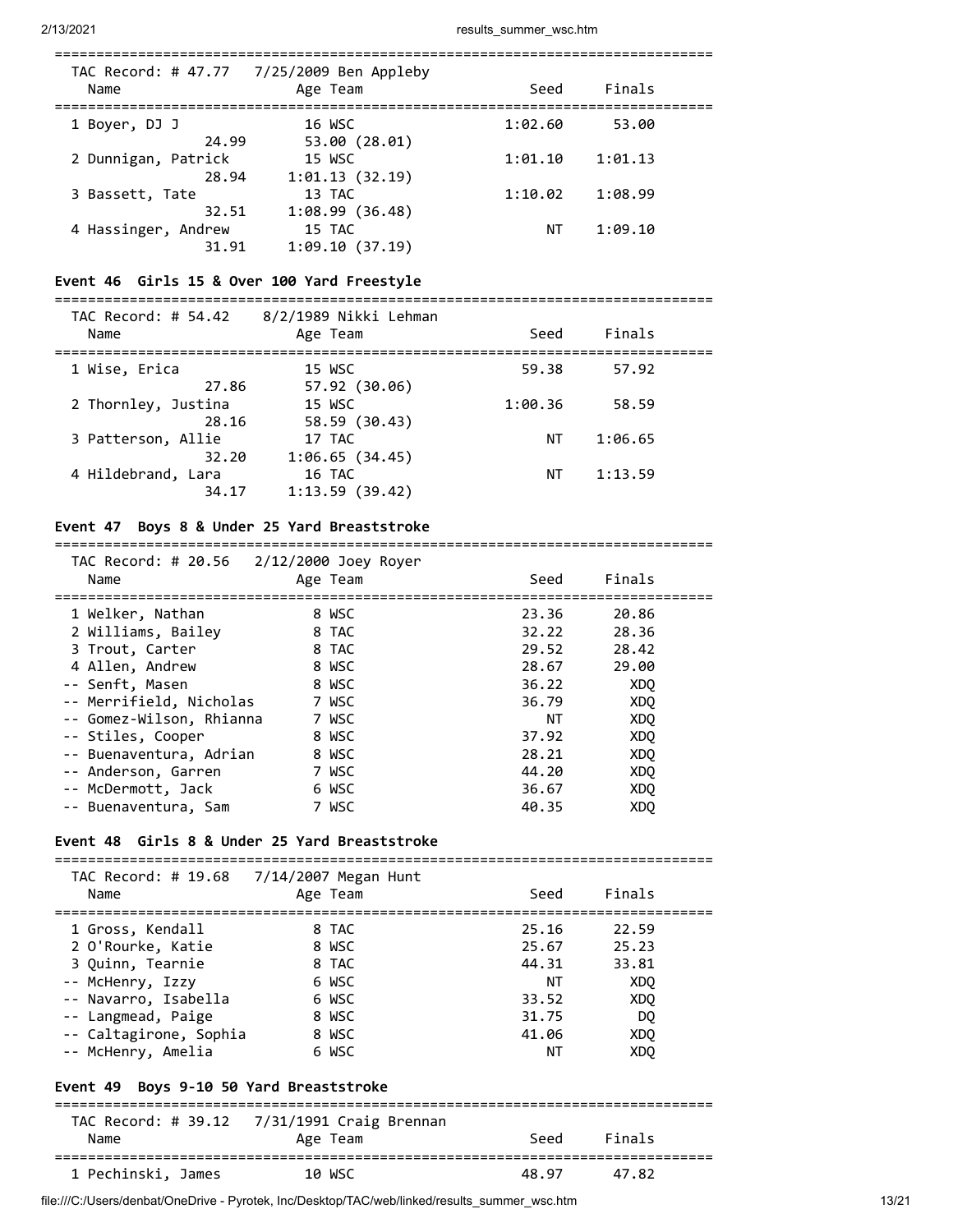TAC Record: # 47.77 7/25/2009 Ben Appleby

| Name | Age | Team | Seed | Finals |
|---|---|---|---|---|
| 1 Boyer, DJ J | 16 | WSC | 1:02.60 | 53.00 |
| 24.99 | | 53.00 (28.01) | | |
| 2 Dunnigan, Patrick | 15 | WSC | 1:01.10 | 1:01.13 |
| 28.94 | | 1:01.13 (32.19) | | |
| 3 Bassett, Tate | 13 | TAC | 1:10.02 | 1:08.99 |
| 32.51 | | 1:08.99 (36.48) | | |
| 4 Hassinger, Andrew | 15 | TAC | NT | 1:09.10 |
| 31.91 | | 1:09.10 (37.19) | | |

## Event 46 Girls 15 & Over 100 Yard Freestyle

TAC Record: # 54.42 8/2/1989 Nikki Lehman

| Name | Age | Team | Seed | Finals |
|---|---|---|---|---|
| 1 Wise, Erica | 15 | WSC | 59.38 | 57.92 |
| 27.86 | | 57.92 (30.06) | | |
| 2 Thornley, Justina | 15 | WSC | 1:00.36 | 58.59 |
| 28.16 | | 58.59 (30.43) | | |
| 3 Patterson, Allie | 17 | TAC | NT | 1:06.65 |
| 32.20 | | 1:06.65 (34.45) | | |
| 4 Hildebrand, Lara | 16 | TAC | NT | 1:13.59 |
| 34.17 | | 1:13.59 (39.42) | | |

## Event 47 Boys 8 & Under 25 Yard Breaststroke

TAC Record: # 20.56 2/12/2000 Joey Royer

| Name | Age | Team | Seed | Finals |
|---|---|---|---|---|
| 1 Welker, Nathan | 8 | WSC | 23.36 | 20.86 |
| 2 Williams, Bailey | 8 | TAC | 32.22 | 28.36 |
| 3 Trout, Carter | 8 | TAC | 29.52 | 28.42 |
| 4 Allen, Andrew | 8 | WSC | 28.67 | 29.00 |
| -- Senft, Masen | 8 | WSC | 36.22 | XDQ |
| -- Merrifield, Nicholas | 7 | WSC | 36.79 | XDQ |
| -- Gomez-Wilson, Rhianna | 7 | WSC | NT | XDQ |
| -- Stiles, Cooper | 8 | WSC | 37.92 | XDQ |
| -- Buenaventura, Adrian | 8 | WSC | 28.21 | XDQ |
| -- Anderson, Garren | 7 | WSC | 44.20 | XDQ |
| -- McDermott, Jack | 6 | WSC | 36.67 | XDQ |
| -- Buenaventura, Sam | 7 | WSC | 40.35 | XDQ |

## Event 48 Girls 8 & Under 25 Yard Breaststroke

TAC Record: # 19.68 7/14/2007 Megan Hunt

| Name | Age | Team | Seed | Finals |
|---|---|---|---|---|
| 1 Gross, Kendall | 8 | TAC | 25.16 | 22.59 |
| 2 O'Rourke, Katie | 8 | WSC | 25.67 | 25.23 |
| 3 Quinn, Tearnie | 8 | TAC | 44.31 | 33.81 |
| -- McHenry, Izzy | 6 | WSC | NT | XDQ |
| -- Navarro, Isabella | 6 | WSC | 33.52 | XDQ |
| -- Langmead, Paige | 8 | WSC | 31.75 | DQ |
| -- Caltagirone, Sophia | 8 | WSC | 41.06 | XDQ |
| -- McHenry, Amelia | 6 | WSC | NT | XDQ |

## Event 49 Boys 9-10 50 Yard Breaststroke

TAC Record: # 39.12 7/31/1991 Craig Brennan

| Name | Age | Team | Seed | Finals |
|---|---|---|---|---|
| 1 Pechinski, James | 10 | WSC | 48.97 | 47.82 |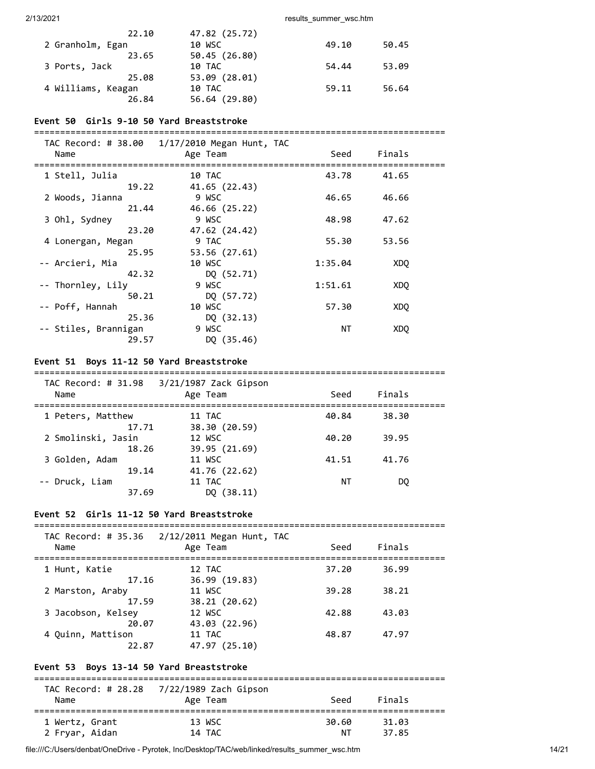| Name | Age Team | Seed | Finals |
|---|---|---|---|
| 22.10 | 47.82 (25.72) | | |
| 2 Granholm, Egan | 10 WSC | 49.10 | 50.45 |
| 23.65 | 50.45 (26.80) | | |
| 3 Ports, Jack | 10 TAC | 54.44 | 53.09 |
| 25.08 | 53.09 (28.01) | | |
| 4 Williams, Keagan | 10 TAC | 59.11 | 56.64 |
| 26.84 | 56.64 (29.80) | | |

### Event 50 Girls 9-10 50 Yard Breaststroke

TAC Record: # 38.00 1/17/2010 Megan Hunt, TAC

| Name | Age Team | Seed | Finals |
|---|---|---|---|
| 1 Stell, Julia | 10 TAC | 43.78 | 41.65 |
| 19.22 | 41.65 (22.43) | | |
| 2 Woods, Jianna | 9 WSC | 46.65 | 46.66 |
| 21.44 | 46.66 (25.22) | | |
| 3 Ohl, Sydney | 9 WSC | 48.98 | 47.62 |
| 23.20 | 47.62 (24.42) | | |
| 4 Lonergan, Megan | 9 TAC | 55.30 | 53.56 |
| 25.95 | 53.56 (27.61) | | |
| -- Arcieri, Mia | 10 WSC | 1:35.04 | XDQ |
| 42.32 | DQ (52.71) | | |
| -- Thornley, Lily | 9 WSC | 1:51.61 | XDQ |
| 50.21 | DQ (57.72) | | |
| -- Poff, Hannah | 10 WSC | 57.30 | XDQ |
| 25.36 | DQ (32.13) | | |
| -- Stiles, Brannigan | 9 WSC | NT | XDQ |
| 29.57 | DQ (35.46) | | |

### Event 51 Boys 11-12 50 Yard Breaststroke

TAC Record: # 31.98 3/21/1987 Zack Gipson

| Name | Age Team | Seed | Finals |
|---|---|---|---|
| 1 Peters, Matthew | 11 TAC | 40.84 | 38.30 |
| 17.71 | 38.30 (20.59) | | |
| 2 Smolinski, Jasin | 12 WSC | 40.20 | 39.95 |
| 18.26 | 39.95 (21.69) | | |
| 3 Golden, Adam | 11 WSC | 41.51 | 41.76 |
| 19.14 | 41.76 (22.62) | | |
| -- Druck, Liam | 11 TAC | NT | DQ |
| 37.69 | DQ (38.11) | | |

### Event 52 Girls 11-12 50 Yard Breaststroke

TAC Record: # 35.36 2/12/2011 Megan Hunt, TAC

| Name | Age Team | Seed | Finals |
|---|---|---|---|
| 1 Hunt, Katie | 12 TAC | 37.20 | 36.99 |
| 17.16 | 36.99 (19.83) | | |
| 2 Marston, Araby | 11 WSC | 39.28 | 38.21 |
| 17.59 | 38.21 (20.62) | | |
| 3 Jacobson, Kelsey | 12 WSC | 42.88 | 43.03 |
| 20.07 | 43.03 (22.96) | | |
| 4 Quinn, Mattison | 11 TAC | 48.87 | 47.97 |
| 22.87 | 47.97 (25.10) | | |

### Event 53 Boys 13-14 50 Yard Breaststroke

TAC Record: # 28.28 7/22/1989 Zach Gipson

| Name | Age Team | Seed | Finals |
|---|---|---|---|
| 1 Wertz, Grant | 13 WSC | 30.60 | 31.03 |
| 2 Fryar, Aidan | 14 TAC | NT | 37.85 |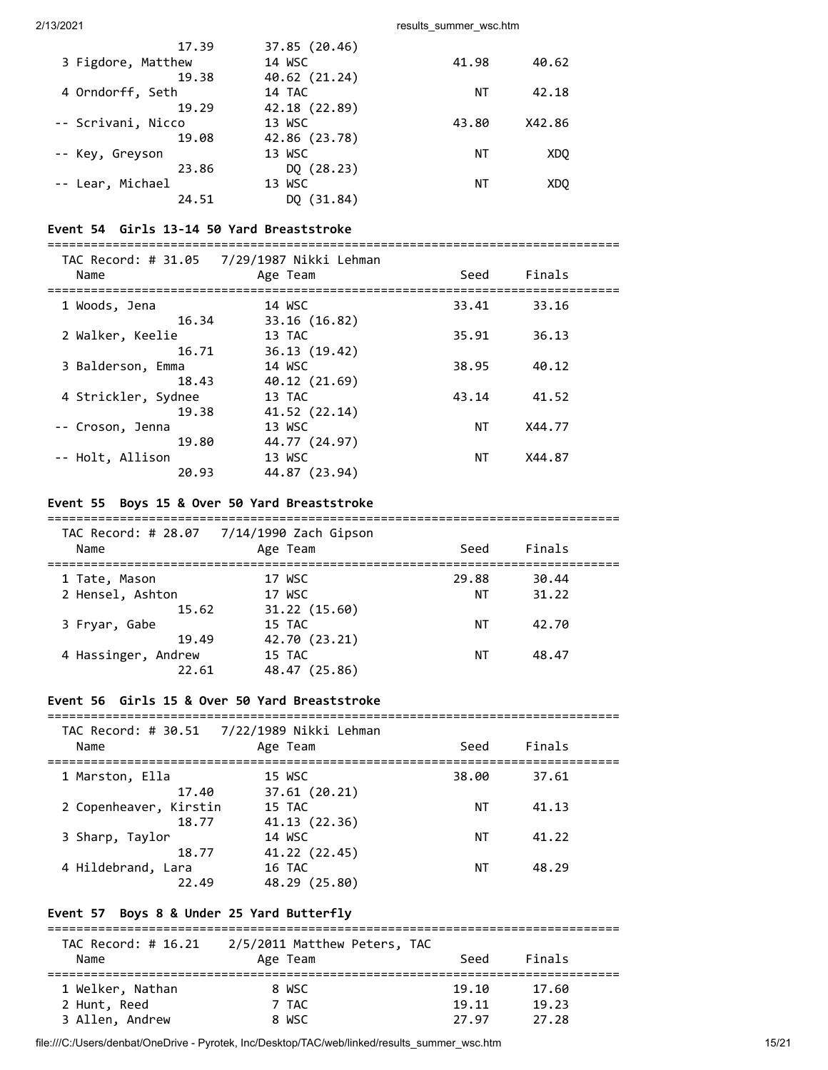| Name | Age Team | Seed | Finals |
|---|---|---|---|
| 17.39 | 37.85 (20.46) | | |
| 3 Figdore, Matthew | 14 WSC | 41.98 | 40.62 |
| 19.38 | 40.62 (21.24) | | |
| 4 Orndorff, Seth | 14 TAC | NT | 42.18 |
| 19.29 | 42.18 (22.89) | | |
| -- Scrivani, Nicco | 13 WSC | 43.80 | X42.86 |
| 19.08 | 42.86 (23.78) | | |
| -- Key, Greyson | 13 WSC | NT | XDQ |
| 23.86 | DQ (28.23) | | |
| -- Lear, Michael | 13 WSC | NT | XDQ |
| 24.51 | DQ (31.84) | | |

### Event 54 Girls 13-14 50 Yard Breaststroke

TAC Record: # 31.05 7/29/1987 Nikki Lehman

| Name | Age Team | Seed | Finals |
|---|---|---|---|
| 1 Woods, Jena | 14 WSC | 33.41 | 33.16 |
| 16.34 | 33.16 (16.82) | | |
| 2 Walker, Keelie | 13 TAC | 35.91 | 36.13 |
| 16.71 | 36.13 (19.42) | | |
| 3 Balderson, Emma | 14 WSC | 38.95 | 40.12 |
| 18.43 | 40.12 (21.69) | | |
| 4 Strickler, Sydnee | 13 TAC | 43.14 | 41.52 |
| 19.38 | 41.52 (22.14) | | |
| -- Croson, Jenna | 13 WSC | NT | X44.77 |
| 19.80 | 44.77 (24.97) | | |
| -- Holt, Allison | 13 WSC | NT | X44.87 |
| 20.93 | 44.87 (23.94) | | |

### Event 55 Boys 15 & Over 50 Yard Breaststroke

TAC Record: # 28.07 7/14/1990 Zach Gipson

| Name | Age Team | Seed | Finals |
|---|---|---|---|
| 1 Tate, Mason | 17 WSC | 29.88 | 30.44 |
| 2 Hensel, Ashton | 17 WSC | NT | 31.22 |
| 15.62 | 31.22 (15.60) | | |
| 3 Fryar, Gabe | 15 TAC | NT | 42.70 |
| 19.49 | 42.70 (23.21) | | |
| 4 Hassinger, Andrew | 15 TAC | NT | 48.47 |
| 22.61 | 48.47 (25.86) | | |

### Event 56 Girls 15 & Over 50 Yard Breaststroke

TAC Record: # 30.51 7/22/1989 Nikki Lehman

| Name | Age Team | Seed | Finals |
|---|---|---|---|
| 1 Marston, Ella | 15 WSC | 38.00 | 37.61 |
| 17.40 | 37.61 (20.21) | | |
| 2 Copenheaver, Kirstin | 15 TAC | NT | 41.13 |
| 18.77 | 41.13 (22.36) | | |
| 3 Sharp, Taylor | 14 WSC | NT | 41.22 |
| 18.77 | 41.22 (22.45) | | |
| 4 Hildebrand, Lara | 16 TAC | NT | 48.29 |
| 22.49 | 48.29 (25.80) | | |

### Event 57 Boys 8 & Under 25 Yard Butterfly

TAC Record: # 16.21 2/5/2011 Matthew Peters, TAC

| Name | Age Team | Seed | Finals |
|---|---|---|---|
| 1 Welker, Nathan | 8 WSC | 19.10 | 17.60 |
| 2 Hunt, Reed | 7 TAC | 19.11 | 19.23 |
| 3 Allen, Andrew | 8 WSC | 27.97 | 27.28 |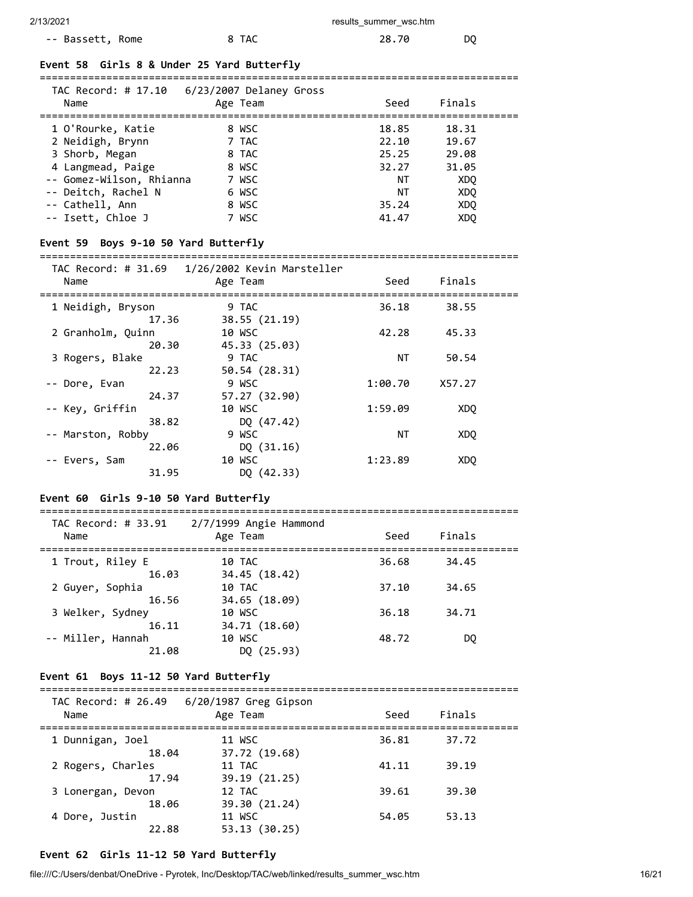| Name | Age | Team | Seed | Finals |
|---|---|---|---|---|
| -- Bassett, Rome | 8 | TAC | 28.70 | DQ |

### Event 58  Girls 8 & Under 25 Yard Butterfly

TAC Record: # 17.10    6/23/2007 Delaney Gross

| Name | Age | Team | Seed | Finals |
|---|---|---|---|---|
| 1 O'Rourke, Katie | 8 | WSC | 18.85 | 18.31 |
| 2 Neidigh, Brynn | 7 | TAC | 22.10 | 19.67 |
| 3 Shorb, Megan | 8 | TAC | 25.25 | 29.08 |
| 4 Langmead, Paige | 8 | WSC | 32.27 | 31.05 |
| -- Gomez-Wilson, Rhianna | 7 | WSC | NT | XDQ |
| -- Deitch, Rachel N | 6 | WSC | NT | XDQ |
| -- Cathell, Ann | 8 | WSC | 35.24 | XDQ |
| -- Isett, Chloe J | 7 | WSC | 41.47 | XDQ |

### Event 59  Boys 9-10 50 Yard Butterfly

TAC Record: # 31.69    1/26/2002 Kevin Marsteller

| Name | Age | Team | Seed | Finals | Splits |
|---|---|---|---|---|---|
| 1 Neidigh, Bryson | 9 | TAC | 36.18 | 38.55 | 17.36, 38.55 (21.19) |
| 2 Granholm, Quinn | 10 | WSC | 42.28 | 45.33 | 20.30, 45.33 (25.03) |
| 3 Rogers, Blake | 9 | TAC | NT | 50.54 | 22.23, 50.54 (28.31) |
| -- Dore, Evan | 9 | WSC | 1:00.70 | X57.27 | 24.37, 57.27 (32.90) |
| -- Key, Griffin | 10 | WSC | 1:59.09 | XDQ | 38.82, DQ (47.42) |
| -- Marston, Robby | 9 | WSC | NT | XDQ | 22.06, DQ (31.16) |
| -- Evers, Sam | 10 | WSC | 1:23.89 | XDQ | 31.95, DQ (42.33) |

### Event 60  Girls 9-10 50 Yard Butterfly

TAC Record: # 33.91    2/7/1999 Angie Hammond

| Name | Age | Team | Seed | Finals | Splits |
|---|---|---|---|---|---|
| 1 Trout, Riley E | 10 | TAC | 36.68 | 34.45 | 16.03, 34.45 (18.42) |
| 2 Guyer, Sophia | 10 | TAC | 37.10 | 34.65 | 16.56, 34.65 (18.09) |
| 3 Welker, Sydney | 10 | WSC | 36.18 | 34.71 | 16.11, 34.71 (18.60) |
| -- Miller, Hannah | 10 | WSC | 48.72 | DQ | 21.08, DQ (25.93) |

### Event 61  Boys 11-12 50 Yard Butterfly

TAC Record: # 26.49    6/20/1987 Greg Gipson

| Name | Age | Team | Seed | Finals | Splits |
|---|---|---|---|---|---|
| 1 Dunnigan, Joel | 11 | WSC | 36.81 | 37.72 | 18.04, 37.72 (19.68) |
| 2 Rogers, Charles | 11 | TAC | 41.11 | 39.19 | 17.94, 39.19 (21.25) |
| 3 Lonergan, Devon | 12 | TAC | 39.61 | 39.30 | 18.06, 39.30 (21.24) |
| 4 Dore, Justin | 11 | WSC | 54.05 | 53.13 | 22.88, 53.13 (30.25) |

### Event 62  Girls 11-12 50 Yard Butterfly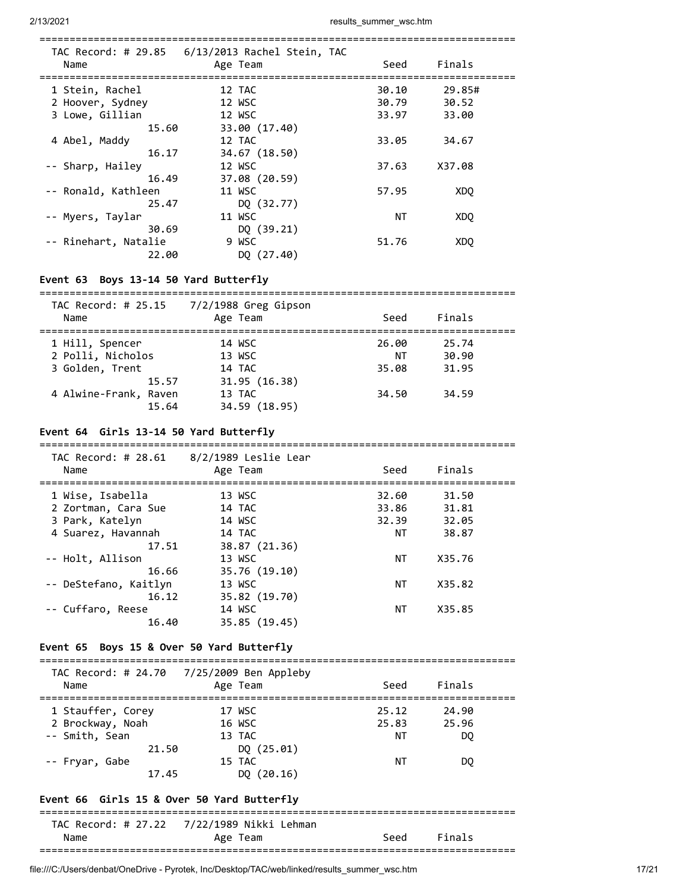| Name | Age | Team | Seed | Finals |
|---|---|---|---|---|
| TAC Record: # 29.85 6/13/2013 Rachel Stein, TAC | | | | |
| 1 Stein, Rachel | 12 | TAC | 30.10 | 29.85# |
| 2 Hoover, Sydney | 12 | WSC | 30.79 | 30.52 |
| 3 Lowe, Gillian | 12 | WSC | 33.97 | 33.00 |
| 15.60 | 33.00 (17.40) | | | |
| 4 Abel, Maddy | 12 | TAC | 33.05 | 34.67 |
| 16.17 | 34.67 (18.50) | | | |
| -- Sharp, Hailey | 12 | WSC | 37.63 | X37.08 |
| 16.49 | 37.08 (20.59) | | | |
| -- Ronald, Kathleen | 11 | WSC | 57.95 | XDQ |
| 25.47 | DQ (32.77) | | | |
| -- Myers, Taylar | 11 | WSC | NT | XDQ |
| 30.69 | DQ (39.21) | | | |
| -- Rinehart, Natalie | 9 | WSC | 51.76 | XDQ |
| 22.00 | DQ (27.40) | | | |

### Event 63 Boys 13-14 50 Yard Butterfly

| Name | Age | Team | Seed | Finals |
|---|---|---|---|---|
| TAC Record: # 25.15 7/2/1988 Greg Gipson | | | | |
| 1 Hill, Spencer | 14 | WSC | 26.00 | 25.74 |
| 2 Polli, Nicholos | 13 | WSC | NT | 30.90 |
| 3 Golden, Trent | 14 | TAC | 35.08 | 31.95 |
| 15.57 | 31.95 (16.38) | | | |
| 4 Alwine-Frank, Raven | 13 | TAC | 34.50 | 34.59 |
| 15.64 | 34.59 (18.95) | | | |

### Event 64 Girls 13-14 50 Yard Butterfly

| Name | Age | Team | Seed | Finals |
|---|---|---|---|---|
| TAC Record: # 28.61 8/2/1989 Leslie Lear | | | | |
| 1 Wise, Isabella | 13 | WSC | 32.60 | 31.50 |
| 2 Zortman, Cara Sue | 14 | TAC | 33.86 | 31.81 |
| 3 Park, Katelyn | 14 | WSC | 32.39 | 32.05 |
| 4 Suarez, Havannah | 14 | TAC | NT | 38.87 |
| 17.51 | 38.87 (21.36) | | | |
| -- Holt, Allison | 13 | WSC | NT | X35.76 |
| 16.66 | 35.76 (19.10) | | | |
| -- DeStefano, Kaitlyn | 13 | WSC | NT | X35.82 |
| 16.12 | 35.82 (19.70) | | | |
| -- Cuffaro, Reese | 14 | WSC | NT | X35.85 |
| 16.40 | 35.85 (19.45) | | | |

### Event 65 Boys 15 & Over 50 Yard Butterfly

| Name | Age | Team | Seed | Finals |
|---|---|---|---|---|
| TAC Record: # 24.70 7/25/2009 Ben Appleby | | | | |
| 1 Stauffer, Corey | 17 | WSC | 25.12 | 24.90 |
| 2 Brockway, Noah | 16 | WSC | 25.83 | 25.96 |
| -- Smith, Sean | 13 | TAC | NT | DQ |
| 21.50 | DQ (25.01) | | | |
| -- Fryar, Gabe | 15 | TAC | NT | DQ |
| 17.45 | DQ (20.16) | | | |

### Event 66 Girls 15 & Over 50 Yard Butterfly

| Name | Age | Team | Seed | Finals |
|---|---|---|---|---|
| TAC Record: # 27.22 7/22/1989 Nikki Lehman | | | | |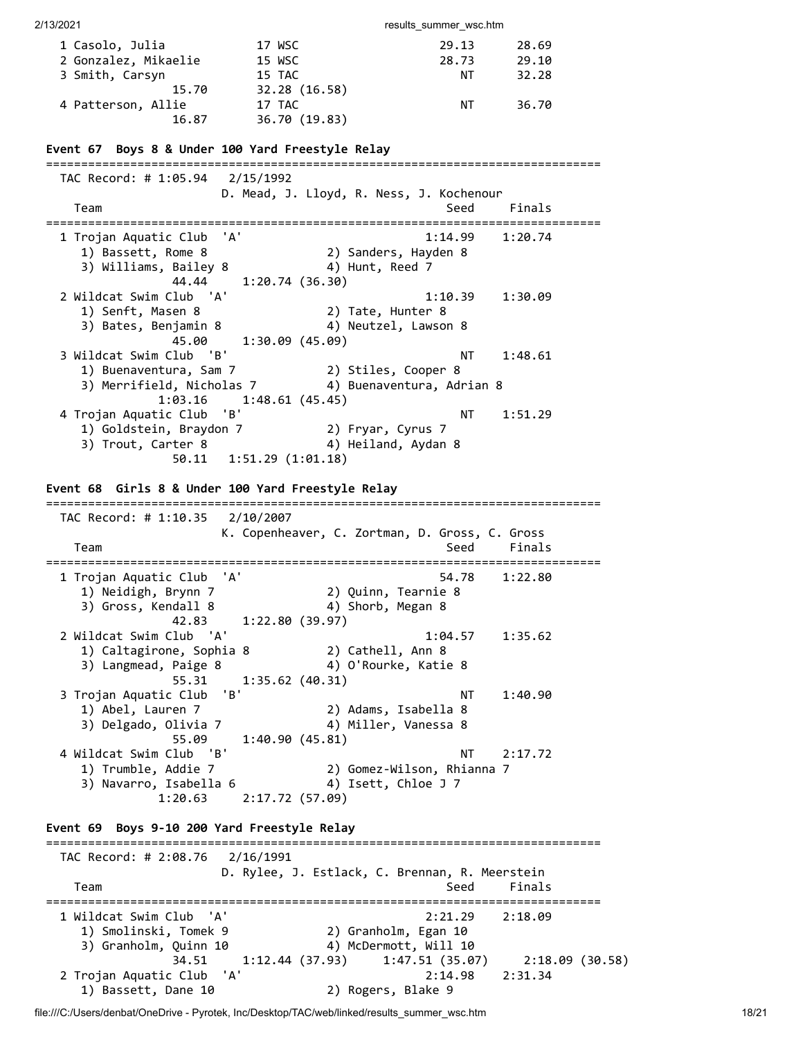```
  1 Casolo, Julia            17 WSC                  29.13      28.69
  2 Gonzalez, Mikaelie       15 WSC                  28.73      29.10
  3 Smith, Carsyn            15 TAC                     NT      32.28
              15.70        32.28 (16.58)
  4 Patterson, Allie         17 TAC                     NT      36.70
              16.87        36.70 (19.83)
```

**Event 67  Boys 8 & Under 100 Yard Freestyle Relay**

```
===============================================================================
  TAC Record: # 1:05.94   2/15/1992
                      D. Mead, J. Lloyd, R. Ness, J. Kochenour
    Team                                              Seed     Finals
===============================================================================
  1 Trojan Aquatic Club  'A'                        1:14.99    1:20.74
     1) Bassett, Rome 8              2) Sanders, Hayden 8
     3) Williams, Bailey 8           4) Hunt, Reed 7
              44.44      1:20.74 (36.30)
  2 Wildcat Swim Club  'A'                          1:10.39    1:30.09
     1) Senft, Masen 8               2) Tate, Hunter 8
     3) Bates, Benjamin 8            4) Neutzel, Lawson 8
              45.00      1:30.09 (45.09)
  3 Wildcat Swim Club  'B'                               NT    1:48.61
     1) Buenaventura, Sam 7          2) Stiles, Cooper 8
     3) Merrifield, Nicholas 7       4) Buenaventura, Adrian 8
            1:03.16      1:48.61 (45.45)
  4 Trojan Aquatic Club  'B'                             NT    1:51.29
     1) Goldstein, Braydon 7         2) Fryar, Cyrus 7
     3) Trout, Carter 8              4) Heiland, Aydan 8
              50.11    1:51.29 (1:01.18)
```

**Event 68  Girls 8 & Under 100 Yard Freestyle Relay**

```
===============================================================================
  TAC Record: # 1:10.35   2/10/2007
                      K. Copenheaver, C. Zortman, D. Gross, C. Gross
    Team                                              Seed     Finals
===============================================================================
  1 Trojan Aquatic Club  'A'                          54.78    1:22.80
     1) Neidigh, Brynn 7             2) Quinn, Tearnie 8
     3) Gross, Kendall 8             4) Shorb, Megan 8
              42.83      1:22.80 (39.97)
  2 Wildcat Swim Club  'A'                          1:04.57    1:35.62
     1) Caltagirone, Sophia 8        2) Cathell, Ann 8
     3) Langmead, Paige 8            4) O'Rourke, Katie 8
              55.31      1:35.62 (40.31)
  3 Trojan Aquatic Club  'B'                             NT    1:40.90
     1) Abel, Lauren 7               2) Adams, Isabella 8
     3) Delgado, Olivia 7            4) Miller, Vanessa 8
              55.09      1:40.90 (45.81)
  4 Wildcat Swim Club  'B'                               NT    2:17.72
     1) Trumble, Addie 7             2) Gomez-Wilson, Rhianna 7
     3) Navarro, Isabella 6          4) Isett, Chloe J 7
            1:20.63      2:17.72 (57.09)
```

**Event 69  Boys 9-10 200 Yard Freestyle Relay**

```
===============================================================================
  TAC Record: # 2:08.76   2/16/1991
                      D. Rylee, J. Estlack, C. Brennan, R. Meerstein
    Team                                              Seed     Finals
===============================================================================
  1 Wildcat Swim Club  'A'                          2:21.29    2:18.09
     1) Smolinski, Tomek 9           2) Granholm, Egan 10
     3) Granholm, Quinn 10           4) McDermott, Will 10
              34.51      1:12.44 (37.93)     1:47.51 (35.07)     2:18.09 (30.58)
  2 Trojan Aquatic Club  'A'                        2:14.98    2:31.34
     1) Bassett, Dane 10             2) Rogers, Blake 9
```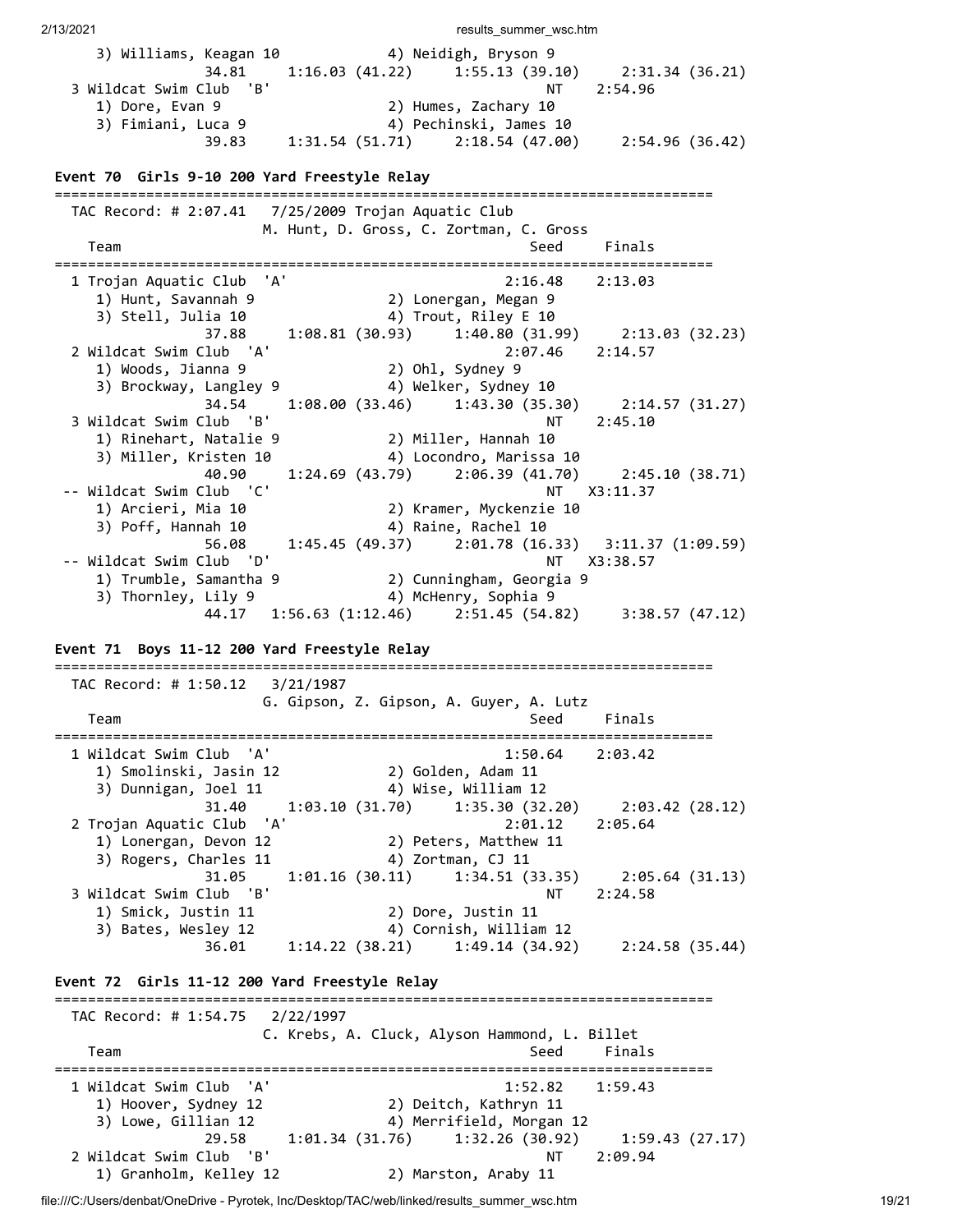```
    3) Williams, Keagan 10            4) Neidigh, Bryson 9
              34.81     1:16.03 (41.22)     1:55.13 (39.10)     2:31.34 (36.21)
  3 Wildcat Swim Club  'B'                               NT    2:54.96
    1) Dore, Evan 9                   2) Humes, Zachary 10
    3) Fimiani, Luca 9                4) Pechinski, James 10
              39.83     1:31.54 (51.71)     2:18.54 (47.00)     2:54.96 (36.42)
```

## Event 70  Girls 9-10 200 Yard Freestyle Relay

```
===============================================================================
  TAC Record: # 2:07.41   7/25/2009 Trojan Aquatic Club
                      M. Hunt, D. Gross, C. Zortman, C. Gross
    Team                                             Seed     Finals
===============================================================================
  1 Trojan Aquatic Club  'A'                          2:16.48    2:13.03
    1) Hunt, Savannah 9               2) Lonergan, Megan 9
    3) Stell, Julia 10                4) Trout, Riley E 10
              37.88     1:08.81 (30.93)     1:40.80 (31.99)     2:13.03 (32.23)
  2 Wildcat Swim Club  'A'                            2:07.46    2:14.57
    1) Woods, Jianna 9                2) Ohl, Sydney 9
    3) Brockway, Langley 9            4) Welker, Sydney 10
              34.54     1:08.00 (33.46)     1:43.30 (35.30)     2:14.57 (31.27)
  3 Wildcat Swim Club  'B'                               NT    2:45.10
    1) Rinehart, Natalie 9            2) Miller, Hannah 10
    3) Miller, Kristen 10             4) Locondro, Marissa 10
              40.90     1:24.69 (43.79)     2:06.39 (41.70)     2:45.10 (38.71)
 -- Wildcat Swim Club  'C'                               NT   X3:11.37
    1) Arcieri, Mia 10                2) Kramer, Myckenzie 10
    3) Poff, Hannah 10                4) Raine, Rachel 10
              56.08     1:45.45 (49.37)     2:01.78 (16.33)   3:11.37 (1:09.59)
 -- Wildcat Swim Club  'D'                               NT   X3:38.57
    1) Trumble, Samantha 9            2) Cunningham, Georgia 9
    3) Thornley, Lily 9               4) McHenry, Sophia 9
              44.17   1:56.63 (1:12.46)     2:51.45 (54.82)     3:38.57 (47.12)
```

## Event 71  Boys 11-12 200 Yard Freestyle Relay

```
===============================================================================
  TAC Record: # 1:50.12   3/21/1987
                      G. Gipson, Z. Gipson, A. Guyer, A. Lutz
    Team                                             Seed     Finals
===============================================================================
  1 Wildcat Swim Club  'A'                            1:50.64    2:03.42
    1) Smolinski, Jasin 12            2) Golden, Adam 11
    3) Dunnigan, Joel 11              4) Wise, William 12
              31.40     1:03.10 (31.70)     1:35.30 (32.20)     2:03.42 (28.12)
  2 Trojan Aquatic Club  'A'                          2:01.12    2:05.64
    1) Lonergan, Devon 12             2) Peters, Matthew 11
    3) Rogers, Charles 11             4) Zortman, CJ 11
              31.05     1:01.16 (30.11)     1:34.51 (33.35)     2:05.64 (31.13)
  3 Wildcat Swim Club  'B'                               NT    2:24.58
    1) Smick, Justin 11               2) Dore, Justin 11
    3) Bates, Wesley 12               4) Cornish, William 12
              36.01     1:14.22 (38.21)     1:49.14 (34.92)     2:24.58 (35.44)
```

## Event 72  Girls 11-12 200 Yard Freestyle Relay

```
===============================================================================
  TAC Record: # 1:54.75   2/22/1997
                      C. Krebs, A. Cluck, Alyson Hammond, L. Billet
    Team                                             Seed     Finals
===============================================================================
  1 Wildcat Swim Club  'A'                            1:52.82    1:59.43
    1) Hoover, Sydney 12              2) Deitch, Kathryn 11
    3) Lowe, Gillian 12               4) Merrifield, Morgan 12
              29.58     1:01.34 (31.76)     1:32.26 (30.92)     1:59.43 (27.17)
  2 Wildcat Swim Club  'B'                               NT    2:09.94
    1) Granholm, Kelley 12            2) Marston, Araby 11
```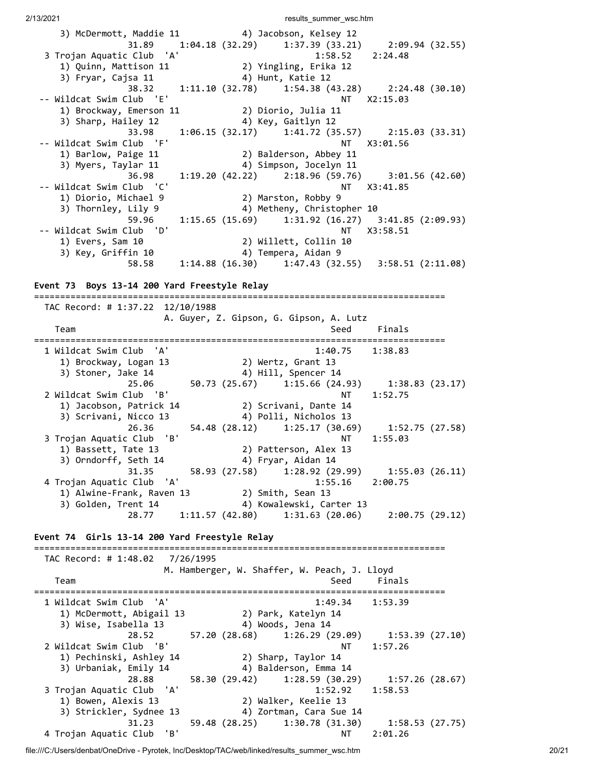```
    3) McDermott, Maddie 11            4) Jacobson, Kelsey 12
              31.89     1:04.18 (32.29)     1:37.39 (33.21)     2:09.94 (32.55)
  3 Trojan Aquatic Club  'A'                              1:58.52    2:24.48
    1) Quinn, Mattison 11              2) Yingling, Erika 12
    3) Fryar, Cajsa 11                 4) Hunt, Katie 12
              38.32     1:11.10 (32.78)     1:54.38 (43.28)     2:24.48 (30.10)
 -- Wildcat Swim Club  'E'                                     NT   X2:15.03
    1) Brockway, Emerson 11            2) Diorio, Julia 11
    3) Sharp, Hailey 12                4) Key, Gaitlyn 12
              33.98     1:06.15 (32.17)     1:41.72 (35.57)     2:15.03 (33.31)
 -- Wildcat Swim Club  'F'                                     NT   X3:01.56
    1) Barlow, Paige 11                2) Balderson, Abbey 11
    3) Myers, Taylar 11                4) Simpson, Jocelyn 11
              36.98     1:19.20 (42.22)     2:18.96 (59.76)     3:01.56 (42.60)
 -- Wildcat Swim Club  'C'                                     NT   X3:41.85
    1) Diorio, Michael 9               2) Marston, Robby 9
    3) Thornley, Lily 9                4) Metheny, Christopher 10
              59.96     1:15.65 (15.69)     1:31.92 (16.27)   3:41.85 (2:09.93)
 -- Wildcat Swim Club  'D'                                     NT   X3:58.51
    1) Evers, Sam 10                   2) Willett, Collin 10
    3) Key, Griffin 10                 4) Tempera, Aidan 9
              58.58     1:14.88 (16.30)     1:47.43 (32.55)   3:58.51 (2:11.08)
```

**Event 73  Boys 13-14 200 Yard Freestyle Relay**

```
===============================================================================
  TAC Record: # 1:37.22  12/10/1988
                      A. Guyer, Z. Gipson, G. Gipson, A. Lutz
    Team                                                  Seed     Finals
===============================================================================
  1 Wildcat Swim Club  'A'                              1:40.75    1:38.83
    1) Brockway, Logan 13              2) Wertz, Grant 13
    3) Stoner, Jake 14                 4) Hill, Spencer 14
              25.06       50.73 (25.67)     1:15.66 (24.93)     1:38.83 (23.17)
  2 Wildcat Swim Club  'B'                                   NT    1:52.75
    1) Jacobson, Patrick 14            2) Scrivani, Dante 14
    3) Scrivani, Nicco 13              4) Polli, Nicholos 13
              26.36       54.48 (28.12)     1:25.17 (30.69)     1:52.75 (27.58)
  3 Trojan Aquatic Club  'B'                                 NT    1:55.03
    1) Bassett, Tate 13                2) Patterson, Alex 13
    3) Orndorff, Seth 14               4) Fryar, Aidan 14
              31.35       58.93 (27.58)     1:28.92 (29.99)     1:55.03 (26.11)
  4 Trojan Aquatic Club  'A'                            1:55.16    2:00.75
    1) Alwine-Frank, Raven 13          2) Smith, Sean 13
    3) Golden, Trent 14                4) Kowalewski, Carter 13
              28.77     1:11.57 (42.80)     1:31.63 (20.06)     2:00.75 (29.12)
```

**Event 74  Girls 13-14 200 Yard Freestyle Relay**

```
===============================================================================
  TAC Record: # 1:48.02   7/26/1995
                      M. Hamberger, W. Shaffer, W. Peach, J. Lloyd
    Team                                                  Seed     Finals
===============================================================================
  1 Wildcat Swim Club  'A'                              1:49.34    1:53.39
    1) McDermott, Abigail 13           2) Park, Katelyn 14
    3) Wise, Isabella 13               4) Woods, Jena 14
              28.52       57.20 (28.68)     1:26.29 (29.09)     1:53.39 (27.10)
  2 Wildcat Swim Club  'B'                                   NT    1:57.26
    1) Pechinski, Ashley 14            2) Sharp, Taylor 14
    3) Urbaniak, Emily 14              4) Balderson, Emma 14
              28.88       58.30 (29.42)     1:28.59 (30.29)     1:57.26 (28.67)
  3 Trojan Aquatic Club  'A'                            1:52.92    1:58.53
    1) Bowen, Alexis 13                2) Walker, Keelie 13
    3) Strickler, Sydnee 13            4) Zortman, Cara Sue 14
              31.23       59.48 (28.25)     1:30.78 (31.30)     1:58.53 (27.75)
  4 Trojan Aquatic Club  'B'                                 NT    2:01.26
```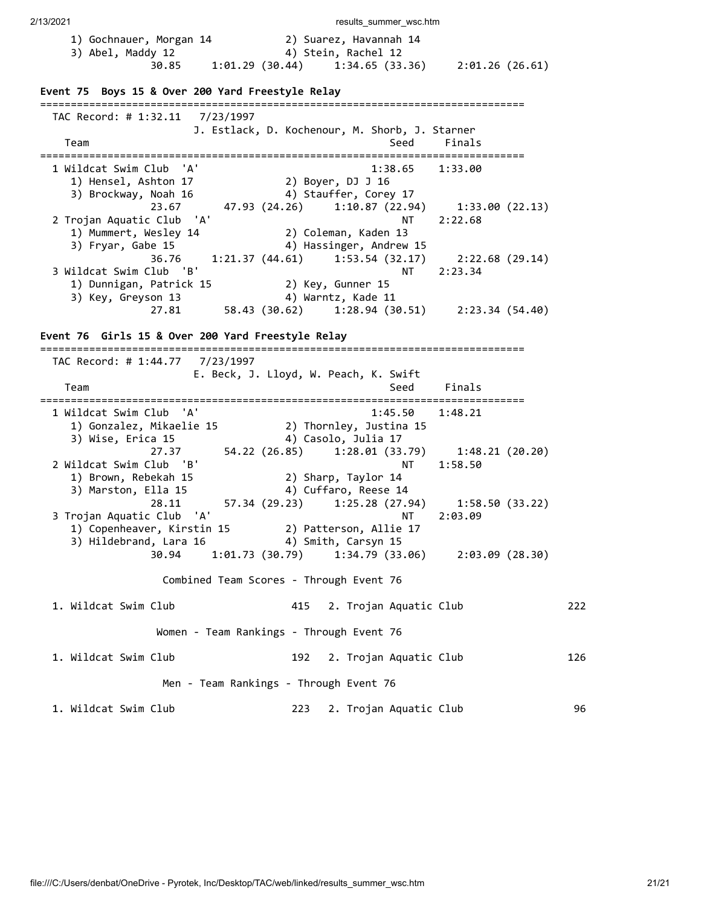```
     1) Gochnauer, Morgan 14            2) Suarez, Havannah 14
     3) Abel, Maddy 12                  4) Stein, Rachel 12
               30.85     1:01.29 (30.44)     1:34.65 (33.36)     2:01.26 (26.61)
```

**Event 75  Boys 15 & Over 200 Yard Freestyle Relay**

```
===============================================================================
  TAC Record: # 1:32.11   7/23/1997
                      J. Estlack, D. Kochenour, M. Shorb, J. Starner
    Team                                                Seed     Finals
===============================================================================
  1 Wildcat Swim Club  'A'                           1:38.65    1:33.00
     1) Hensel, Ashton 17               2) Boyer, DJ J 16
     3) Brockway, Noah 16               4) Stauffer, Corey 17
               23.67       47.93 (24.26)     1:10.87 (22.94)     1:33.00 (22.13)
  2 Trojan Aquatic Club  'A'                              NT    2:22.68
     1) Mummert, Wesley 14              2) Coleman, Kaden 13
     3) Fryar, Gabe 15                  4) Hassinger, Andrew 15
               36.76     1:21.37 (44.61)     1:53.54 (32.17)     2:22.68 (29.14)
  3 Wildcat Swim Club  'B'                                NT    2:23.34
     1) Dunnigan, Patrick 15            2) Key, Gunner 15
     3) Key, Greyson 13                 4) Warntz, Kade 11
               27.81       58.43 (30.62)     1:28.94 (30.51)     2:23.34 (54.40)
```

**Event 76  Girls 15 & Over 200 Yard Freestyle Relay**

```
===============================================================================
  TAC Record: # 1:44.77   7/23/1997
                      E. Beck, J. Lloyd, W. Peach, K. Swift
    Team                                                Seed     Finals
===============================================================================
  1 Wildcat Swim Club  'A'                           1:45.50    1:48.21
     1) Gonzalez, Mikaelie 15           2) Thornley, Justina 15
     3) Wise, Erica 15                  4) Casolo, Julia 17
               27.37       54.22 (26.85)     1:28.01 (33.79)     1:48.21 (20.20)
  2 Wildcat Swim Club  'B'                                NT    1:58.50
     1) Brown, Rebekah 15               2) Sharp, Taylor 14
     3) Marston, Ella 15                4) Cuffaro, Reese 14
               28.11       57.34 (29.23)     1:25.28 (27.94)     1:58.50 (33.22)
  3 Trojan Aquatic Club  'A'                              NT    2:03.09
     1) Copenheaver, Kirstin 15         2) Patterson, Allie 17
     3) Hildebrand, Lara 16             4) Smith, Carsyn 15
               30.94     1:01.73 (30.79)     1:34.79 (33.06)     2:03.09 (28.30)

                  Combined Team Scores - Through Event 76

  1. Wildcat Swim Club                  415   2. Trojan Aquatic Club                222

                 Women - Team Rankings - Through Event 76

  1. Wildcat Swim Club                  192   2. Trojan Aquatic Club                126

                  Men - Team Rankings - Through Event 76

  1. Wildcat Swim Club                  223   2. Trojan Aquatic Club                 96
```